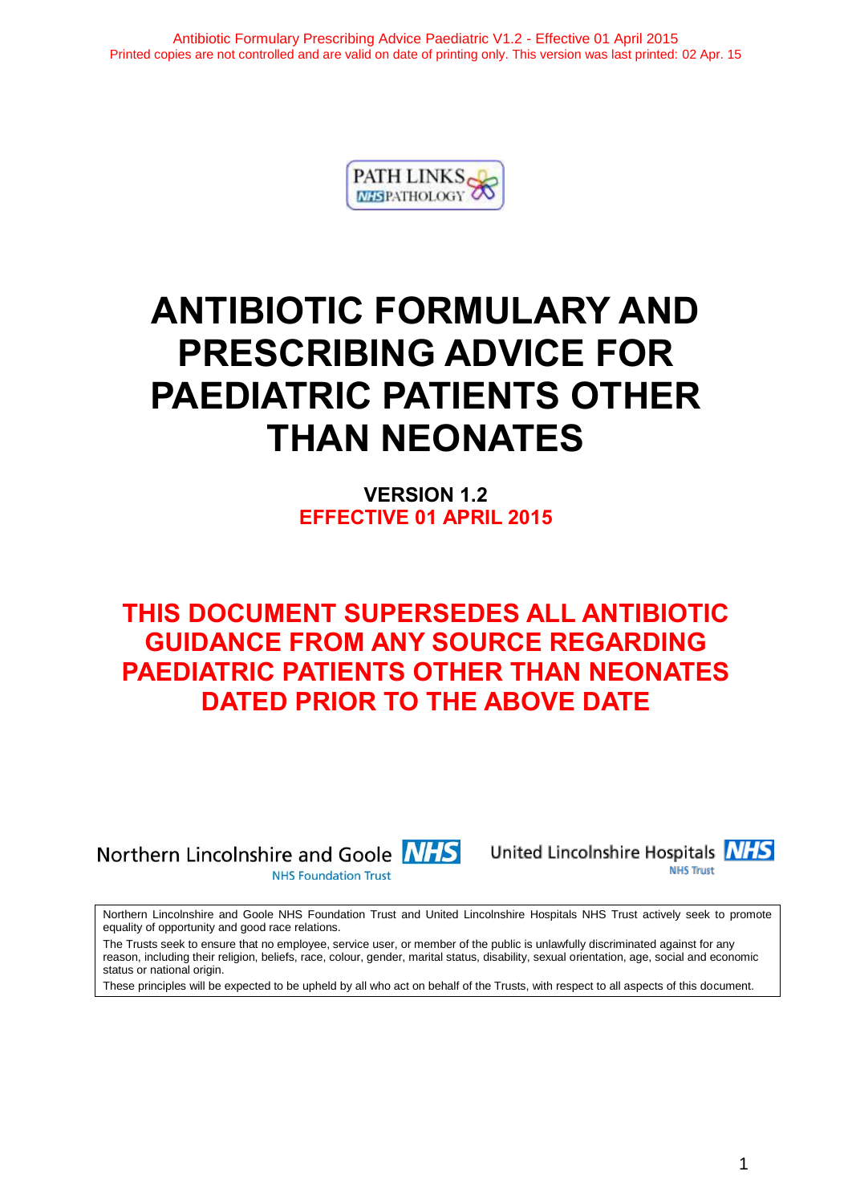PATH LINKS
NHS PATHOLOGY

# ANTIBIOTIC FORMULARY AND PRESCRIBING ADVICE FOR PAEDIATRIC PATIENTS OTHER THAN NEONATES

**VERSION 1.2**
**EFFECTIVE 01 APRIL 2015**

## THIS DOCUMENT SUPERSEDES ALL ANTIBIOTIC GUIDANCE FROM ANY SOURCE REGARDING PAEDIATRIC PATIENTS OTHER THAN NEONATES DATED PRIOR TO THE ABOVE DATE

Northern Lincolnshire and Goole NHS
NHS Foundation Trust

United Lincolnshire Hospitals NHS
NHS Trust

Northern Lincolnshire and Goole NHS Foundation Trust and United Lincolnshire Hospitals NHS Trust actively seek to promote equality of opportunity and good race relations.

The Trusts seek to ensure that no employee, service user, or member of the public is unlawfully discriminated against for any reason, including their religion, beliefs, race, colour, gender, marital status, disability, sexual orientation, age, social and economic status or national origin.

These principles will be expected to be upheld by all who act on behalf of the Trusts, with respect to all aspects of this document.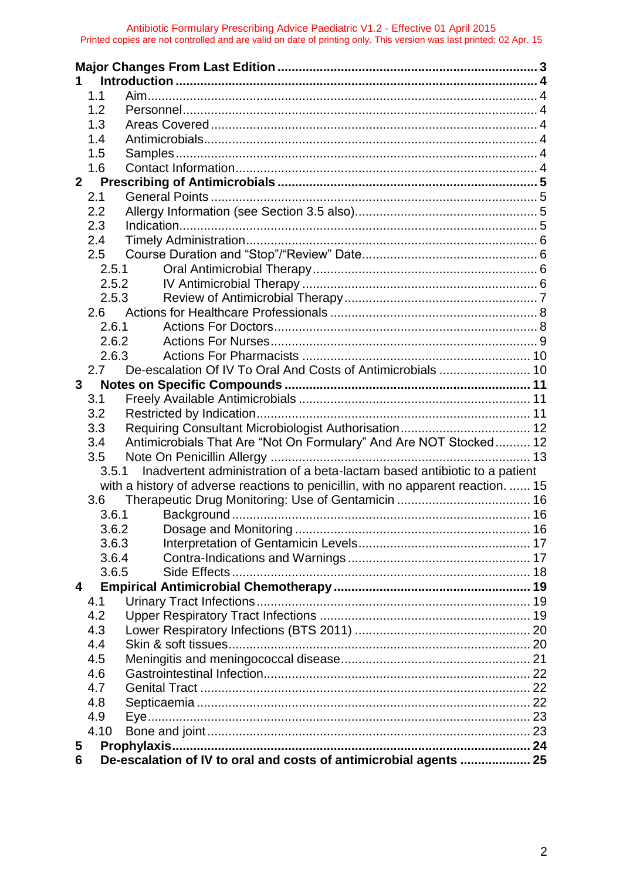| | | |
|---|---|---|
| **Major Changes From Last Edition** | | **3** |
| **1** | **Introduction** | **4** |
| 1.1 | Aim | 4 |
| 1.2 | Personnel | 4 |
| 1.3 | Areas Covered | 4 |
| 1.4 | Antimicrobials | 4 |
| 1.5 | Samples | 4 |
| 1.6 | Contact Information | 4 |
| **2** | **Prescribing of Antimicrobials** | **5** |
| 2.1 | General Points | 5 |
| 2.2 | Allergy Information (see Section 3.5 also) | 5 |
| 2.3 | Indication | 5 |
| 2.4 | Timely Administration | 6 |
| 2.5 | Course Duration and "Stop"/"Review" Date | 6 |
| 2.5.1 | Oral Antimicrobial Therapy | 6 |
| 2.5.2 | IV Antimicrobial Therapy | 6 |
| 2.5.3 | Review of Antimicrobial Therapy | 7 |
| 2.6 | Actions for Healthcare Professionals | 8 |
| 2.6.1 | Actions For Doctors | 8 |
| 2.6.2 | Actions For Nurses | 9 |
| 2.6.3 | Actions For Pharmacists | 10 |
| 2.7 | De-escalation Of IV To Oral And Costs of Antimicrobials | 10 |
| **3** | **Notes on Specific Compounds** | **11** |
| 3.1 | Freely Available Antimicrobials | 11 |
| 3.2 | Restricted by Indication | 11 |
| 3.3 | Requiring Consultant Microbiologist Authorisation | 12 |
| 3.4 | Antimicrobials That Are "Not On Formulary" And Are NOT Stocked | 12 |
| 3.5 | Note On Penicillin Allergy | 13 |
| 3.5.1 | Inadvertent administration of a beta-lactam based antibiotic to a patient with a history of adverse reactions to penicillin, with no apparent reaction. | 15 |
| 3.6 | Therapeutic Drug Monitoring: Use of Gentamicin | 16 |
| 3.6.1 | Background | 16 |
| 3.6.2 | Dosage and Monitoring | 16 |
| 3.6.3 | Interpretation of Gentamicin Levels | 17 |
| 3.6.4 | Contra-Indications and Warnings | 17 |
| 3.6.5 | Side Effects | 18 |
| **4** | **Empirical Antimicrobial Chemotherapy** | **19** |
| 4.1 | Urinary Tract Infections | 19 |
| 4.2 | Upper Respiratory Tract Infections | 19 |
| 4.3 | Lower Respiratory Infections (BTS 2011) | 20 |
| 4.4 | Skin & soft tissues | 20 |
| 4.5 | Meningitis and meningococcal disease | 21 |
| 4.6 | Gastrointestinal Infection | 22 |
| 4.7 | Genital Tract | 22 |
| 4.8 | Septicaemia | 22 |
| 4.9 | Eye | 23 |
| 4.10 | Bone and joint | 23 |
| **5** | **Prophylaxis** | **24** |
| **6** | **De-escalation of IV to oral and costs of antimicrobial agents** | **25** |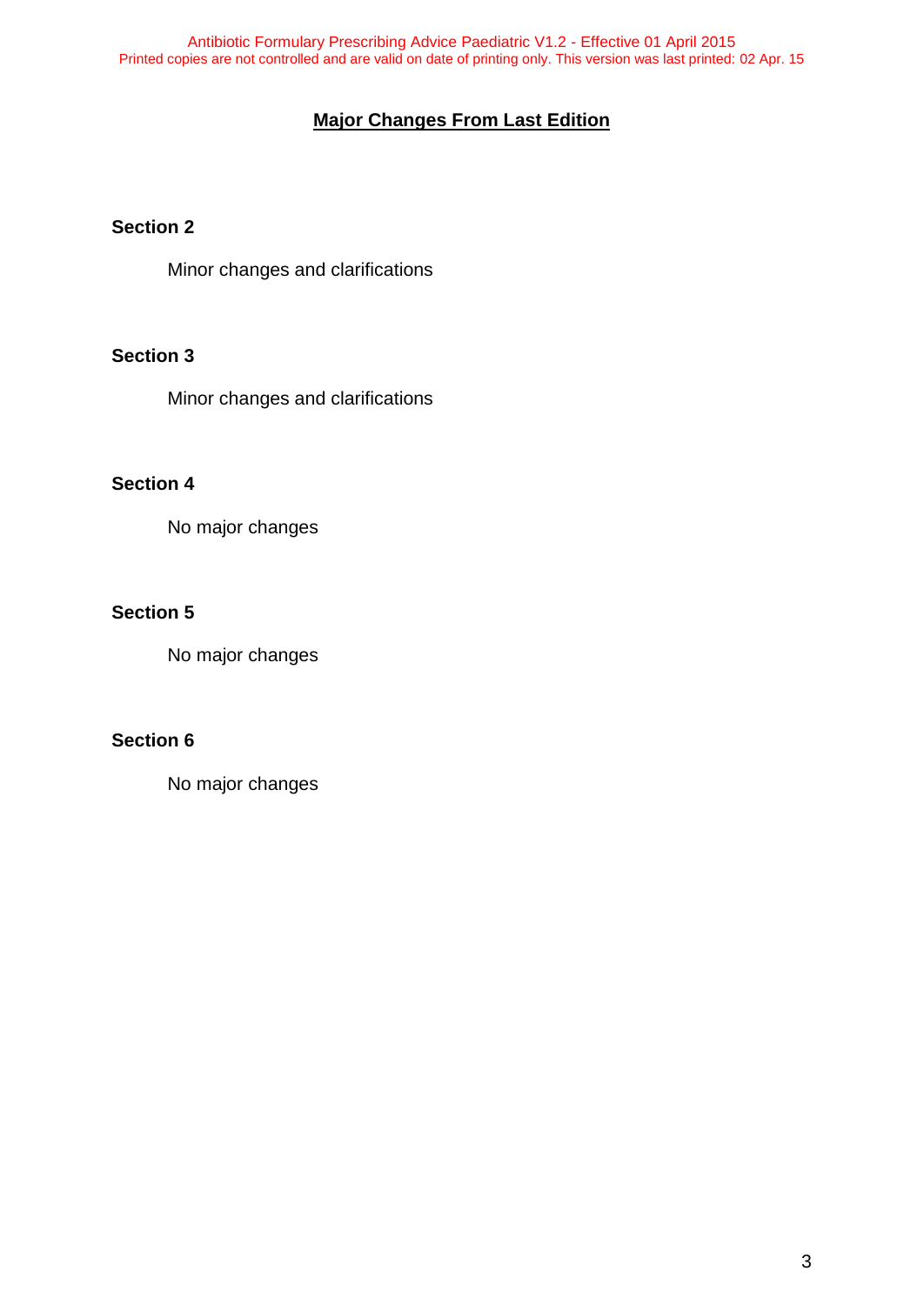## Major Changes From Last Edition

**Section 2**

Minor changes and clarifications

**Section 3**

Minor changes and clarifications

**Section 4**

No major changes

**Section 5**

No major changes

**Section 6**

No major changes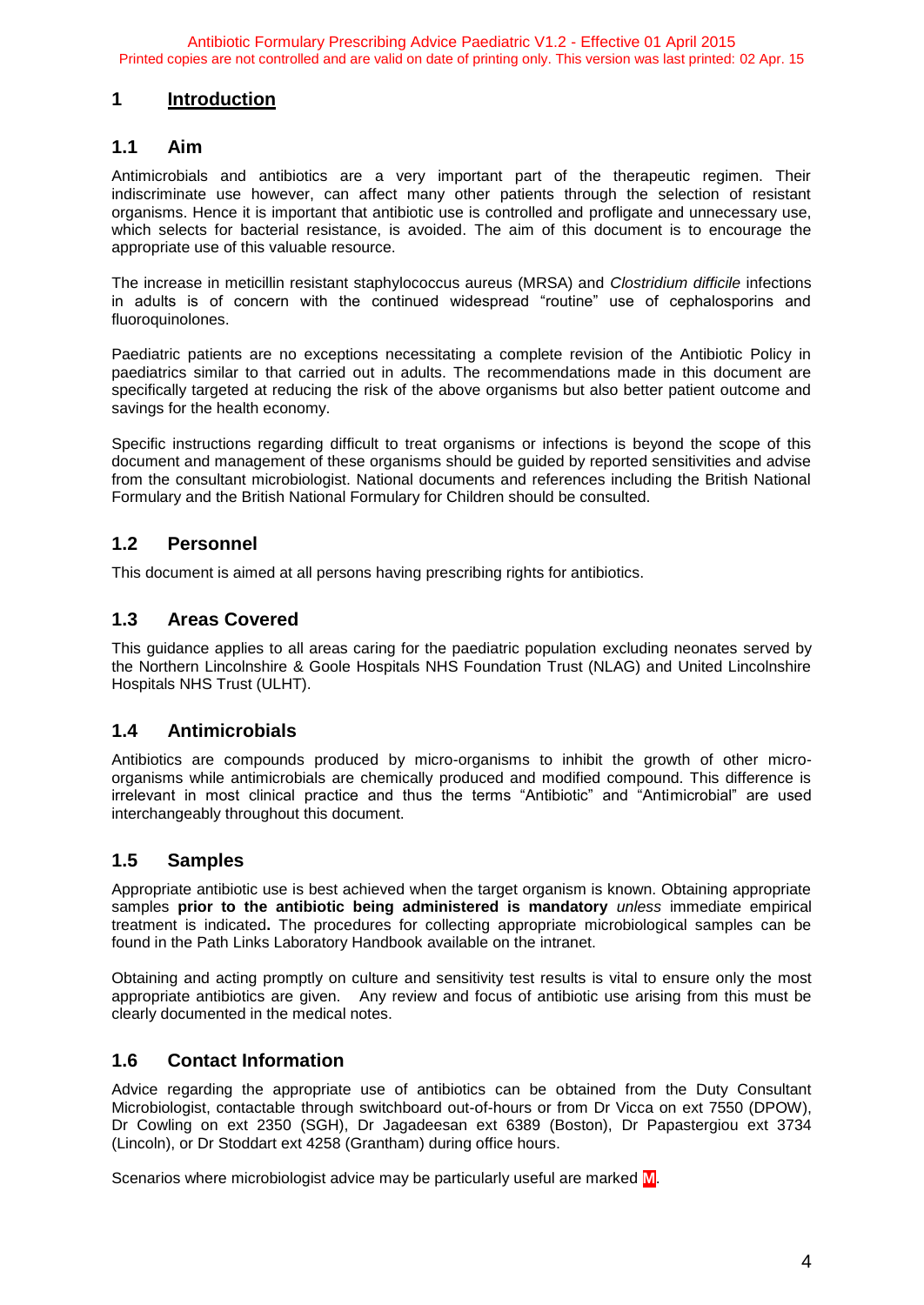# 1 Introduction

## 1.1 Aim

Antimicrobials and antibiotics are a very important part of the therapeutic regimen. Their indiscriminate use however, can affect many other patients through the selection of resistant organisms. Hence it is important that antibiotic use is controlled and profligate and unnecessary use, which selects for bacterial resistance, is avoided. The aim of this document is to encourage the appropriate use of this valuable resource.

The increase in meticillin resistant staphylococcus aureus (MRSA) and *Clostridium difficile* infections in adults is of concern with the continued widespread "routine" use of cephalosporins and fluoroquinolones.

Paediatric patients are no exceptions necessitating a complete revision of the Antibiotic Policy in paediatrics similar to that carried out in adults. The recommendations made in this document are specifically targeted at reducing the risk of the above organisms but also better patient outcome and savings for the health economy.

Specific instructions regarding difficult to treat organisms or infections is beyond the scope of this document and management of these organisms should be guided by reported sensitivities and advise from the consultant microbiologist. National documents and references including the British National Formulary and the British National Formulary for Children should be consulted.

## 1.2 Personnel

This document is aimed at all persons having prescribing rights for antibiotics.

## 1.3 Areas Covered

This guidance applies to all areas caring for the paediatric population excluding neonates served by the Northern Lincolnshire & Goole Hospitals NHS Foundation Trust (NLAG) and United Lincolnshire Hospitals NHS Trust (ULHT).

## 1.4 Antimicrobials

Antibiotics are compounds produced by micro-organisms to inhibit the growth of other micro-organisms while antimicrobials are chemically produced and modified compound. This difference is irrelevant in most clinical practice and thus the terms "Antibiotic" and "Antimicrobial" are used interchangeably throughout this document.

## 1.5 Samples

Appropriate antibiotic use is best achieved when the target organism is known. Obtaining appropriate samples **prior to the antibiotic being administered is mandatory** *unless* immediate empirical treatment is indicated**.** The procedures for collecting appropriate microbiological samples can be found in the Path Links Laboratory Handbook available on the intranet.

Obtaining and acting promptly on culture and sensitivity test results is vital to ensure only the most appropriate antibiotics are given. Any review and focus of antibiotic use arising from this must be clearly documented in the medical notes.

## 1.6 Contact Information

Advice regarding the appropriate use of antibiotics can be obtained from the Duty Consultant Microbiologist, contactable through switchboard out-of-hours or from Dr Vicca on ext 7550 (DPOW), Dr Cowling on ext 2350 (SGH), Dr Jagadeesan ext 6389 (Boston), Dr Papastergiou ext 3734 (Lincoln), or Dr Stoddart ext 4258 (Grantham) during office hours.

Scenarios where microbiologist advice may be particularly useful are marked **M**.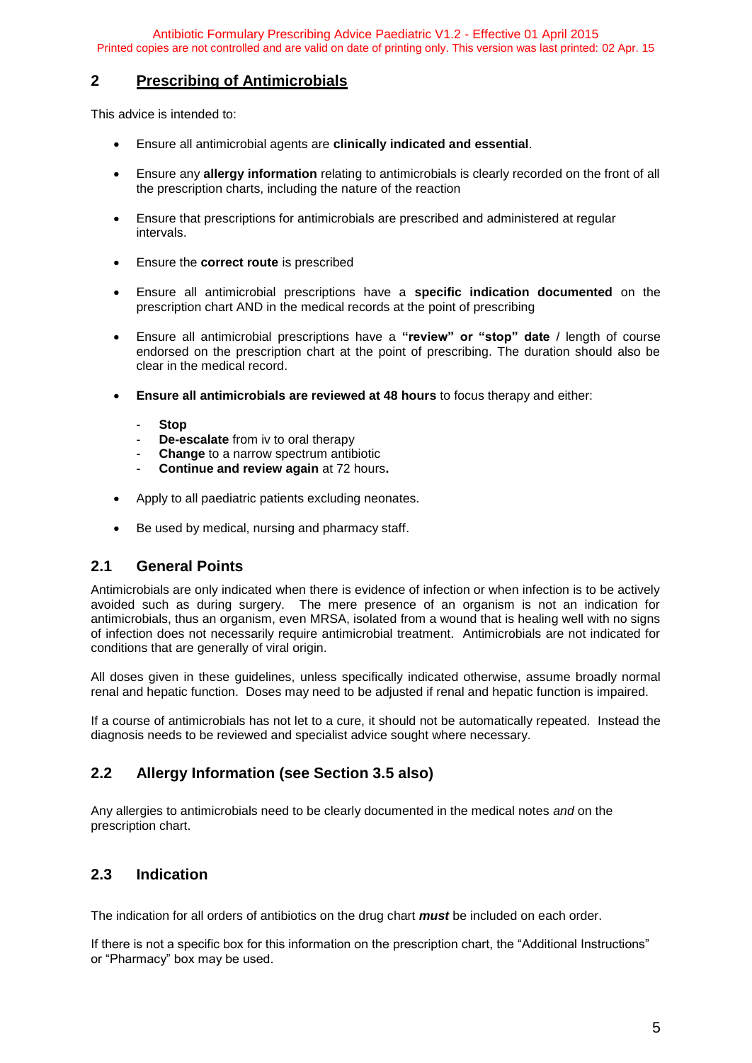## 2 Prescribing of Antimicrobials

This advice is intended to:

- Ensure all antimicrobial agents are **clinically indicated and essential**.
- Ensure any **allergy information** relating to antimicrobials is clearly recorded on the front of all the prescription charts, including the nature of the reaction
- Ensure that prescriptions for antimicrobials are prescribed and administered at regular intervals.
- Ensure the **correct route** is prescribed
- Ensure all antimicrobial prescriptions have a **specific indication documented** on the prescription chart AND in the medical records at the point of prescribing
- Ensure all antimicrobial prescriptions have a **"review" or "stop" date** / length of course endorsed on the prescription chart at the point of prescribing. The duration should also be clear in the medical record.
- **Ensure all antimicrobials are reviewed at 48 hours** to focus therapy and either:
  - **Stop**
  - **De-escalate** from iv to oral therapy
  - **Change** to a narrow spectrum antibiotic
  - **Continue and review again** at 72 hours**.**
- Apply to all paediatric patients excluding neonates.
- Be used by medical, nursing and pharmacy staff.

### 2.1 General Points

Antimicrobials are only indicated when there is evidence of infection or when infection is to be actively avoided such as during surgery. The mere presence of an organism is not an indication for antimicrobials, thus an organism, even MRSA, isolated from a wound that is healing well with no signs of infection does not necessarily require antimicrobial treatment. Antimicrobials are not indicated for conditions that are generally of viral origin.

All doses given in these guidelines, unless specifically indicated otherwise, assume broadly normal renal and hepatic function. Doses may need to be adjusted if renal and hepatic function is impaired.

If a course of antimicrobials has not let to a cure, it should not be automatically repeated. Instead the diagnosis needs to be reviewed and specialist advice sought where necessary.

### 2.2 Allergy Information (see Section 3.5 also)

Any allergies to antimicrobials need to be clearly documented in the medical notes *and* on the prescription chart.

### 2.3 Indication

The indication for all orders of antibiotics on the drug chart ***must*** be included on each order.

If there is not a specific box for this information on the prescription chart, the "Additional Instructions" or "Pharmacy" box may be used.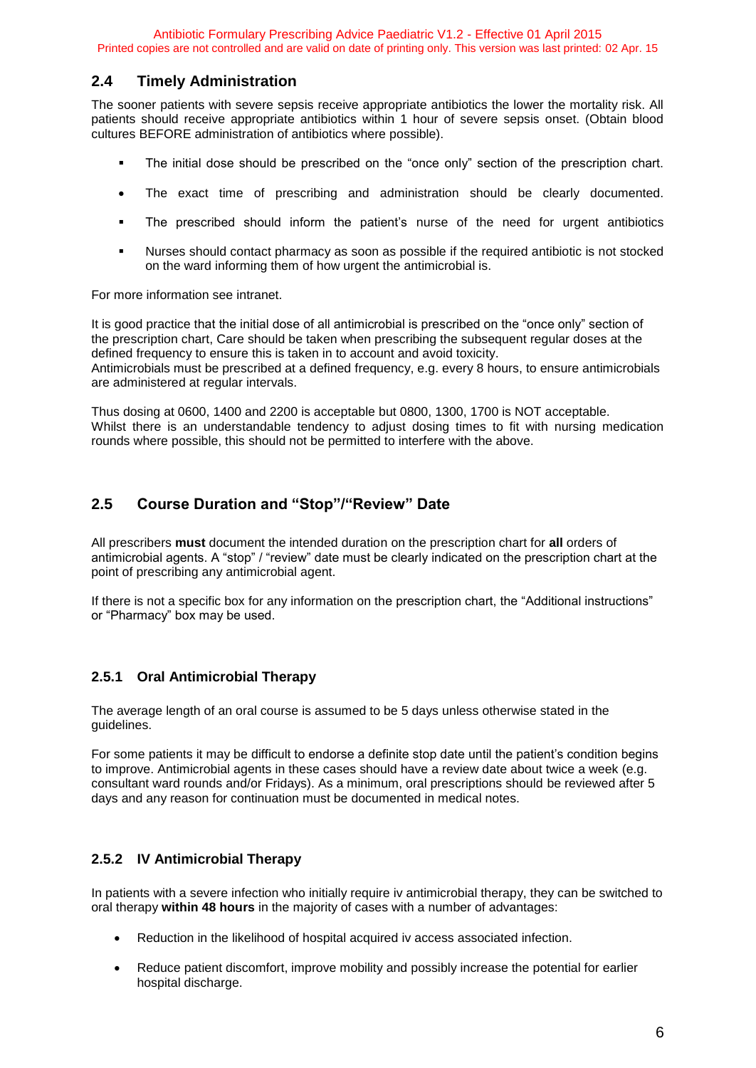## 2.4 Timely Administration

The sooner patients with severe sepsis receive appropriate antibiotics the lower the mortality risk. All patients should receive appropriate antibiotics within 1 hour of severe sepsis onset. (Obtain blood cultures BEFORE administration of antibiotics where possible).

- The initial dose should be prescribed on the "once only" section of the prescription chart.
- The exact time of prescribing and administration should be clearly documented.
- The prescribed should inform the patient's nurse of the need for urgent antibiotics
- Nurses should contact pharmacy as soon as possible if the required antibiotic is not stocked on the ward informing them of how urgent the antimicrobial is.

For more information see intranet.

It is good practice that the initial dose of all antimicrobial is prescribed on the "once only" section of the prescription chart, Care should be taken when prescribing the subsequent regular doses at the defined frequency to ensure this is taken in to account and avoid toxicity.
Antimicrobials must be prescribed at a defined frequency, e.g. every 8 hours, to ensure antimicrobials are administered at regular intervals.

Thus dosing at 0600, 1400 and 2200 is acceptable but 0800, 1300, 1700 is NOT acceptable.
Whilst there is an understandable tendency to adjust dosing times to fit with nursing medication rounds where possible, this should not be permitted to interfere with the above.

## 2.5 Course Duration and "Stop"/"Review" Date

All prescribers **must** document the intended duration on the prescription chart for **all** orders of antimicrobial agents. A "stop" / "review" date must be clearly indicated on the prescription chart at the point of prescribing any antimicrobial agent.

If there is not a specific box for any information on the prescription chart, the "Additional instructions" or "Pharmacy" box may be used.

### 2.5.1 Oral Antimicrobial Therapy

The average length of an oral course is assumed to be 5 days unless otherwise stated in the guidelines.

For some patients it may be difficult to endorse a definite stop date until the patient's condition begins to improve. Antimicrobial agents in these cases should have a review date about twice a week (e.g. consultant ward rounds and/or Fridays). As a minimum, oral prescriptions should be reviewed after 5 days and any reason for continuation must be documented in medical notes.

### 2.5.2 IV Antimicrobial Therapy

In patients with a severe infection who initially require iv antimicrobial therapy, they can be switched to oral therapy **within 48 hours** in the majority of cases with a number of advantages:

- Reduction in the likelihood of hospital acquired iv access associated infection.
- Reduce patient discomfort, improve mobility and possibly increase the potential for earlier hospital discharge.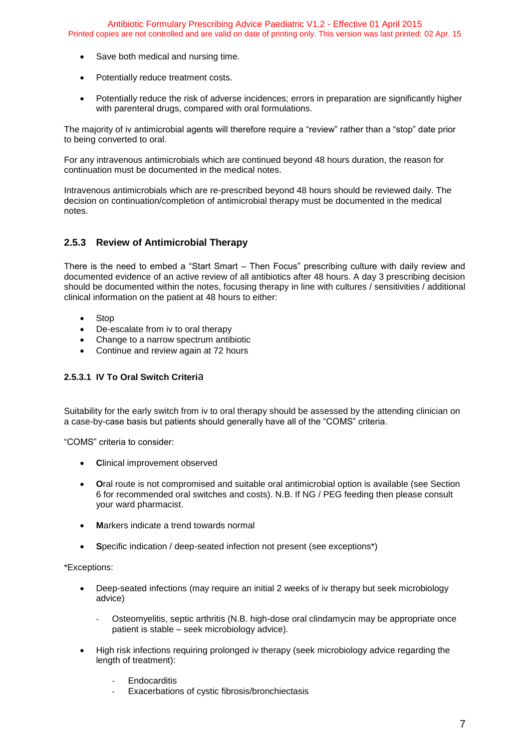- Save both medical and nursing time.

- Potentially reduce treatment costs.

- Potentially reduce the risk of adverse incidences; errors in preparation are significantly higher with parenteral drugs, compared with oral formulations.

The majority of iv antimicrobial agents will therefore require a "review" rather than a "stop" date prior to being converted to oral.

For any intravenous antimicrobials which are continued beyond 48 hours duration, the reason for continuation must be documented in the medical notes.

Intravenous antimicrobials which are re-prescribed beyond 48 hours should be reviewed daily. The decision on continuation/completion of antimicrobial therapy must be documented in the medical notes.

### 2.5.3 Review of Antimicrobial Therapy

There is the need to embed a "Start Smart – Then Focus" prescribing culture with daily review and documented evidence of an active review of all antibiotics after 48 hours. A day 3 prescribing decision should be documented within the notes, focusing therapy in line with cultures / sensitivities / additional clinical information on the patient at 48 hours to either:

- Stop
- De-escalate from iv to oral therapy
- Change to a narrow spectrum antibiotic
- Continue and review again at 72 hours

#### 2.5.3.1 IV To Oral Switch Criteria

Suitability for the early switch from iv to oral therapy should be assessed by the attending clinician on a case-by-case basis but patients should generally have all of the "COMS" criteria.

"COMS" criteria to consider:

- **C**linical improvement observed

- **O**ral route is not compromised and suitable oral antimicrobial option is available (see Section 6 for recommended oral switches and costs). N.B. If NG / PEG feeding then please consult your ward pharmacist.

- **M**arkers indicate a trend towards normal

- **S**pecific indication / deep-seated infection not present (see exceptions*)

*Exceptions:

- Deep-seated infections (may require an initial 2 weeks of iv therapy but seek microbiology advice)
    - Osteomyelitis, septic arthritis (N.B. high-dose oral clindamycin may be appropriate once patient is stable – seek microbiology advice).

- High risk infections requiring prolonged iv therapy (seek microbiology advice regarding the length of treatment):
    - Endocarditis
    - Exacerbations of cystic fibrosis/bronchiectasis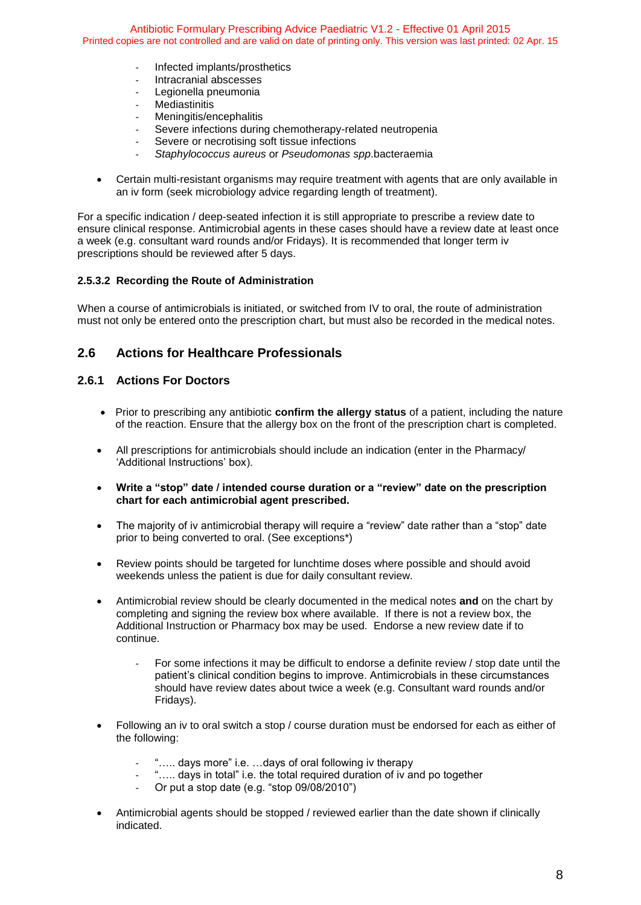- Infected implants/prosthetics
- Intracranial abscesses
- Legionella pneumonia
- Mediastinitis
- Meningitis/encephalitis
- Severe infections during chemotherapy-related neutropenia
- Severe or necrotising soft tissue infections
- *Staphylococcus aureus* or *Pseudomonas spp.*bacteraemia

- Certain multi-resistant organisms may require treatment with agents that are only available in an iv form (seek microbiology advice regarding length of treatment).

For a specific indication / deep-seated infection it is still appropriate to prescribe a review date to ensure clinical response. Antimicrobial agents in these cases should have a review date at least once a week (e.g. consultant ward rounds and/or Fridays). It is recommended that longer term iv prescriptions should be reviewed after 5 days.

#### 2.5.3.2 Recording the Route of Administration

When a course of antimicrobials is initiated, or switched from IV to oral, the route of administration must not only be entered onto the prescription chart, but must also be recorded in the medical notes.

## 2.6 Actions for Healthcare Professionals

### 2.6.1 Actions For Doctors

- Prior to prescribing any antibiotic **confirm the allergy status** of a patient, including the nature of the reaction. Ensure that the allergy box on the front of the prescription chart is completed.

- All prescriptions for antimicrobials should include an indication (enter in the Pharmacy/ 'Additional Instructions' box).

- **Write a "stop" date / intended course duration or a "review" date on the prescription chart for each antimicrobial agent prescribed.**

- The majority of iv antimicrobial therapy will require a "review" date rather than a "stop" date prior to being converted to oral. (See exceptions*)

- Review points should be targeted for lunchtime doses where possible and should avoid weekends unless the patient is due for daily consultant review.

- Antimicrobial review should be clearly documented in the medical notes **and** on the chart by completing and signing the review box where available. If there is not a review box, the Additional Instruction or Pharmacy box may be used. Endorse a new review date if to continue.

  - For some infections it may be difficult to endorse a definite review / stop date until the patient's clinical condition begins to improve. Antimicrobials in these circumstances should have review dates about twice a week (e.g. Consultant ward rounds and/or Fridays).

- Following an iv to oral switch a stop / course duration must be endorsed for each as either of the following:

  - "….. days more" i.e. …days of oral following iv therapy
  - "….. days in total" i.e. the total required duration of iv and po together
  - Or put a stop date (e.g. "stop 09/08/2010")

- Antimicrobial agents should be stopped / reviewed earlier than the date shown if clinically indicated.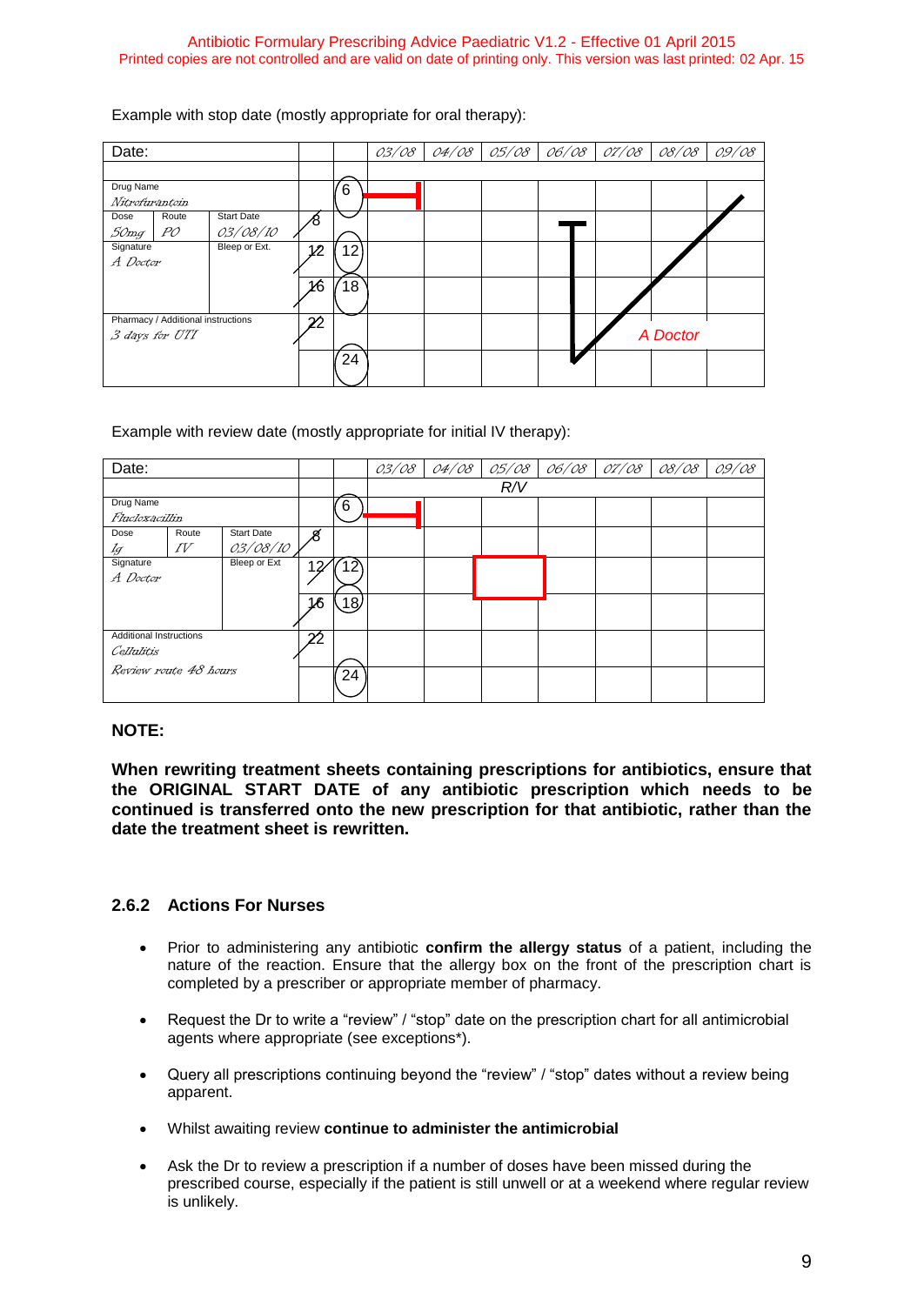Example with stop date (mostly appropriate for oral therapy):

| Date: | | | 03/08 | 04/08 | 05/08 | 06/08 | 07/08 | 08/08 | 09/08 |
|---|---|---|---|---|---|---|---|---|---|
| Drug Name: Nitrofurantoin | | 6 | | | | | | | |
| Dose: 50mg · Route: PO · Start Date: 03/08/10 | 8 | | | | | | | | |
| Signature: A Doctor · Bleep or Ext. | 12 | 12 | | | | | | | |
| | 16 | 18 | | | | | | | |
| Pharmacy / Additional instructions: 3 days for UTI | 22 | | | | | | | A Doctor | |
| | | 24 | | | | | | | |

Example with review date (mostly appropriate for initial IV therapy):

| Date: | | | 03/08 | 04/08 | 05/08 | 06/08 | 07/08 | 08/08 | 09/08 |
|---|---|---|---|---|---|---|---|---|---|
| | | | | | R/V | | | | |
| Drug Name: Flucloxacillin | | 6 | | | | | | | |
| Dose: 1g · Route: IV · Start Date: 03/08/10 | 8 | | | | | | | | |
| Signature: A Doctor · Bleep or Ext | 12 | 12 | | | | | | | |
| | 16 | 18 | | | | | | | |
| Additional Instructions: Cellulitis | 22 | | | | | | | | |
| Review route 48 hours | | 24 | | | | | | | |

**NOTE:**

**When rewriting treatment sheets containing prescriptions for antibiotics, ensure that the ORIGINAL START DATE of any antibiotic prescription which needs to be continued is transferred onto the new prescription for that antibiotic, rather than the date the treatment sheet is rewritten.**

### 2.6.2 Actions For Nurses

- Prior to administering any antibiotic **confirm the allergy status** of a patient, including the nature of the reaction. Ensure that the allergy box on the front of the prescription chart is completed by a prescriber or appropriate member of pharmacy.
- Request the Dr to write a "review" / "stop" date on the prescription chart for all antimicrobial agents where appropriate (see exceptions*).
- Query all prescriptions continuing beyond the "review" / "stop" dates without a review being apparent.
- Whilst awaiting review **continue to administer the antimicrobial**
- Ask the Dr to review a prescription if a number of doses have been missed during the prescribed course, especially if the patient is still unwell or at a weekend where regular review is unlikely.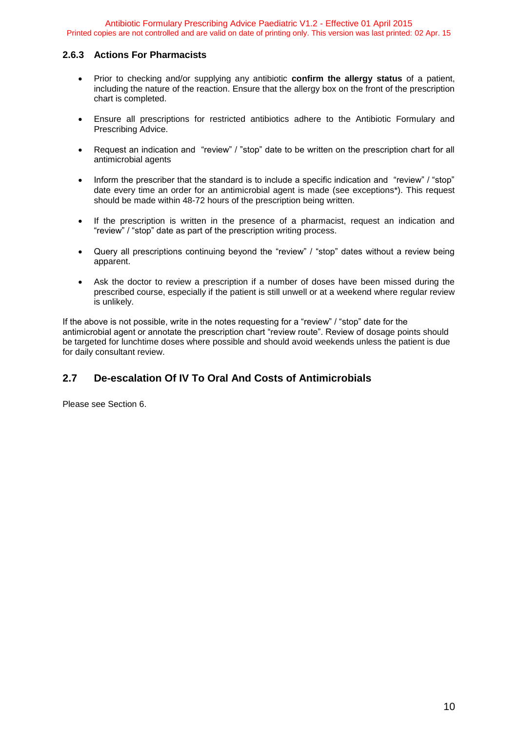### 2.6.3 Actions For Pharmacists

- Prior to checking and/or supplying any antibiotic **confirm the allergy status** of a patient, including the nature of the reaction. Ensure that the allergy box on the front of the prescription chart is completed.
- Ensure all prescriptions for restricted antibiotics adhere to the Antibiotic Formulary and Prescribing Advice.
- Request an indication and "review" / "stop" date to be written on the prescription chart for all antimicrobial agents
- Inform the prescriber that the standard is to include a specific indication and "review" / "stop" date every time an order for an antimicrobial agent is made (see exceptions*). This request should be made within 48-72 hours of the prescription being written.
- If the prescription is written in the presence of a pharmacist, request an indication and "review" / "stop" date as part of the prescription writing process.
- Query all prescriptions continuing beyond the "review" / "stop" dates without a review being apparent.
- Ask the doctor to review a prescription if a number of doses have been missed during the prescribed course, especially if the patient is still unwell or at a weekend where regular review is unlikely.

If the above is not possible, write in the notes requesting for a "review" / "stop" date for the antimicrobial agent or annotate the prescription chart "review route". Review of dosage points should be targeted for lunchtime doses where possible and should avoid weekends unless the patient is due for daily consultant review.

## 2.7 De-escalation Of IV To Oral And Costs of Antimicrobials

Please see Section 6.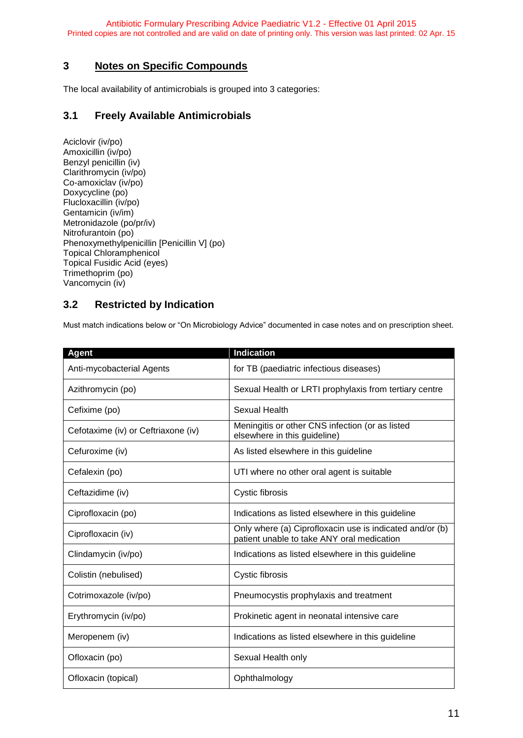## 3 Notes on Specific Compounds

The local availability of antimicrobials is grouped into 3 categories:

### 3.1 Freely Available Antimicrobials

Aciclovir (iv/po)
Amoxicillin (iv/po)
Benzyl penicillin (iv)
Clarithromycin (iv/po)
Co-amoxiclav (iv/po)
Doxycycline (po)
Flucloxacillin (iv/po)
Gentamicin (iv/im)
Metronidazole (po/pr/iv)
Nitrofurantoin (po)
Phenoxymethylpenicillin [Penicillin V] (po)
Topical Chloramphenicol
Topical Fusidic Acid (eyes)
Trimethoprim (po)
Vancomycin (iv)

### 3.2 Restricted by Indication

Must match indications below or "On Microbiology Advice" documented in case notes and on prescription sheet.

| Agent | Indication |
|---|---|
| Anti-mycobacterial Agents | for TB (paediatric infectious diseases) |
| Azithromycin (po) | Sexual Health or LRTI prophylaxis from tertiary centre |
| Cefixime (po) | Sexual Health |
| Cefotaxime (iv) or Ceftriaxone (iv) | Meningitis or other CNS infection (or as listed elsewhere in this guideline) |
| Cefuroxime (iv) | As listed elsewhere in this guideline |
| Cefalexin (po) | UTI where no other oral agent is suitable |
| Ceftazidime (iv) | Cystic fibrosis |
| Ciprofloxacin (po) | Indications as listed elsewhere in this guideline |
| Ciprofloxacin (iv) | Only where (a) Ciprofloxacin use is indicated and/or (b) patient unable to take ANY oral medication |
| Clindamycin (iv/po) | Indications as listed elsewhere in this guideline |
| Colistin (nebulised) | Cystic fibrosis |
| Cotrimoxazole (iv/po) | Pneumocystis prophylaxis and treatment |
| Erythromycin (iv/po) | Prokinetic agent in neonatal intensive care |
| Meropenem (iv) | Indications as listed elsewhere in this guideline |
| Ofloxacin (po) | Sexual Health only |
| Ofloxacin (topical) | Ophthalmology |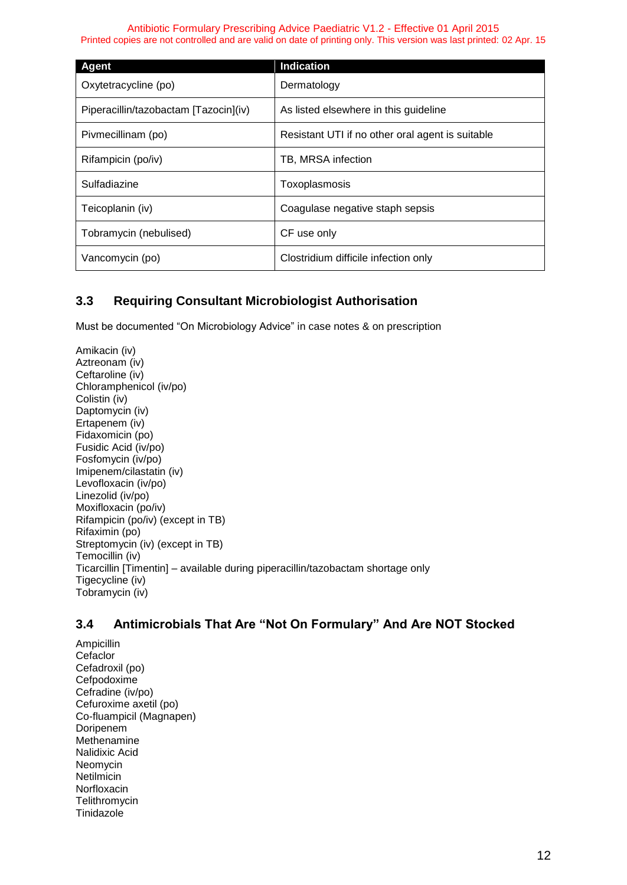| Agent | Indication |
|---|---|
| Oxytetracycline (po) | Dermatology |
| Piperacillin/tazobactam [Tazocin](iv) | As listed elsewhere in this guideline |
| Pivmecillinam (po) | Resistant UTI if no other oral agent is suitable |
| Rifampicin (po/iv) | TB, MRSA infection |
| Sulfadiazine | Toxoplasmosis |
| Teicoplanin (iv) | Coagulase negative staph sepsis |
| Tobramycin (nebulised) | CF use only |
| Vancomycin (po) | Clostridium difficile infection only |

## 3.3 Requiring Consultant Microbiologist Authorisation

Must be documented "On Microbiology Advice" in case notes & on prescription

Amikacin (iv)
Aztreonam (iv)
Ceftaroline (iv)
Chloramphenicol (iv/po)
Colistin (iv)
Daptomycin (iv)
Ertapenem (iv)
Fidaxomicin (po)
Fusidic Acid (iv/po)
Fosfomycin (iv/po)
Imipenem/cilastatin (iv)
Levofloxacin (iv/po)
Linezolid (iv/po)
Moxifloxacin (po/iv)
Rifampicin (po/iv) (except in TB)
Rifaximin (po)
Streptomycin (iv) (except in TB)
Temocillin (iv)
Ticarcillin [Timentin] – available during piperacillin/tazobactam shortage only
Tigecycline (iv)
Tobramycin (iv)

## 3.4 Antimicrobials That Are "Not On Formulary" And Are NOT Stocked

Ampicillin
Cefaclor
Cefadroxil (po)
Cefpodoxime
Cefradine (iv/po)
Cefuroxime axetil (po)
Co-fluampicil (Magnapen)
Doripenem
Methenamine
Nalidixic Acid
Neomycin
Netilmicin
Norfloxacin
Telithromycin
Tinidazole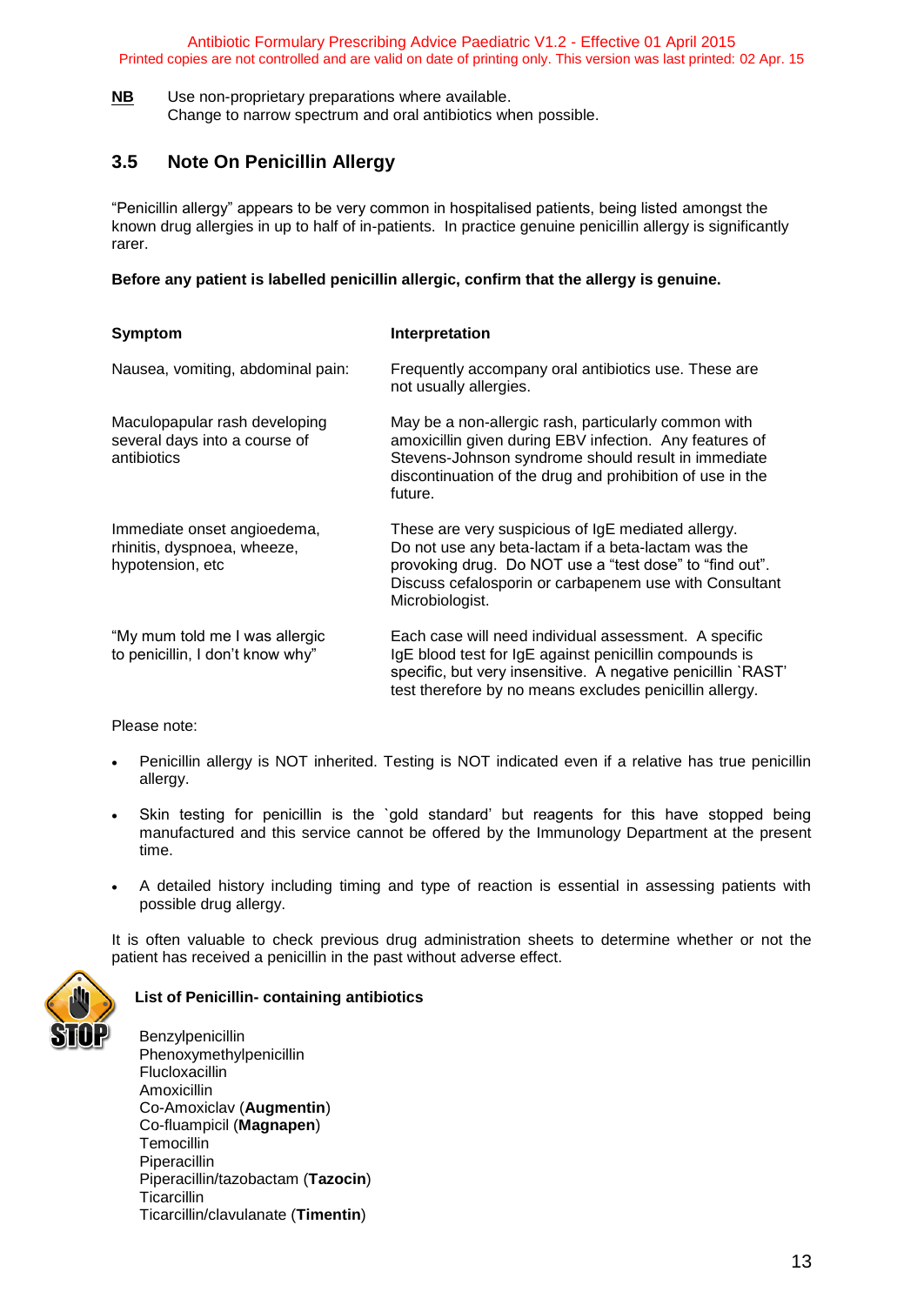**NB** Use non-proprietary preparations where available.
Change to narrow spectrum and oral antibiotics when possible.

## 3.5 Note On Penicillin Allergy

"Penicillin allergy" appears to be very common in hospitalised patients, being listed amongst the known drug allergies in up to half of in-patients. In practice genuine penicillin allergy is significantly rarer.

**Before any patient is labelled penicillin allergic, confirm that the allergy is genuine.**

| Symptom | Interpretation |
|---|---|
| Nausea, vomiting, abdominal pain: | Frequently accompany oral antibiotics use. These are not usually allergies. |
| Maculopapular rash developing several days into a course of antibiotics | May be a non-allergic rash, particularly common with amoxicillin given during EBV infection. Any features of Stevens-Johnson syndrome should result in immediate discontinuation of the drug and prohibition of use in the future. |
| Immediate onset angioedema, rhinitis, dyspnoea, wheeze, hypotension, etc | These are very suspicious of IgE mediated allergy. Do not use any beta-lactam if a beta-lactam was the provoking drug. Do NOT use a "test dose" to "find out". Discuss cefalosporin or carbapenem use with Consultant Microbiologist. |
| "My mum told me I was allergic to penicillin, I don't know why" | Each case will need individual assessment. A specific IgE blood test for IgE against penicillin compounds is specific, but very insensitive. A negative penicillin `RAST' test therefore by no means excludes penicillin allergy. |

Please note:

- Penicillin allergy is NOT inherited. Testing is NOT indicated even if a relative has true penicillin allergy.
- Skin testing for penicillin is the `gold standard' but reagents for this have stopped being manufactured and this service cannot be offered by the Immunology Department at the present time.
- A detailed history including timing and type of reaction is essential in assessing patients with possible drug allergy.

It is often valuable to check previous drug administration sheets to determine whether or not the patient has received a penicillin in the past without adverse effect.

**List of Penicillin- containing antibiotics**

Benzylpenicillin
Phenoxymethylpenicillin
Flucloxacillin
Amoxicillin
Co-Amoxiclav (**Augmentin**)
Co-fluampicil (**Magnapen**)
Temocillin
Piperacillin
Piperacillin/tazobactam (**Tazocin**)
Ticarcillin
Ticarcillin/clavulanate (**Timentin**)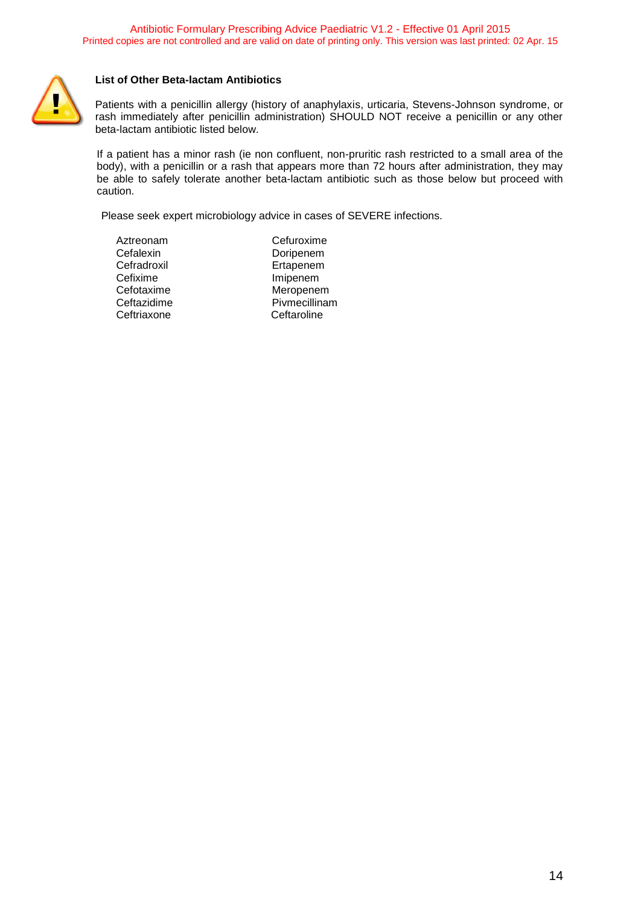### List of Other Beta-lactam Antibiotics

Patients with a penicillin allergy (history of anaphylaxis, urticaria, Stevens-Johnson syndrome, or rash immediately after penicillin administration) SHOULD NOT receive a penicillin or any other beta-lactam antibiotic listed below.

If a patient has a minor rash (ie non confluent, non-pruritic rash restricted to a small area of the body), with a penicillin or a rash that appears more than 72 hours after administration, they may be able to safely tolerate another beta-lactam antibiotic such as those below but proceed with caution.

Please seek expert microbiology advice in cases of SEVERE infections.

- Aztreonam
- Cefalexin
- Cefradroxil
- Cefixime
- Cefotaxime
- Ceftazidime
- Ceftriaxone
- Cefuroxime
- Doripenem
- Ertapenem
- Imipenem
- Meropenem
- Pivmecillinam
- Ceftaroline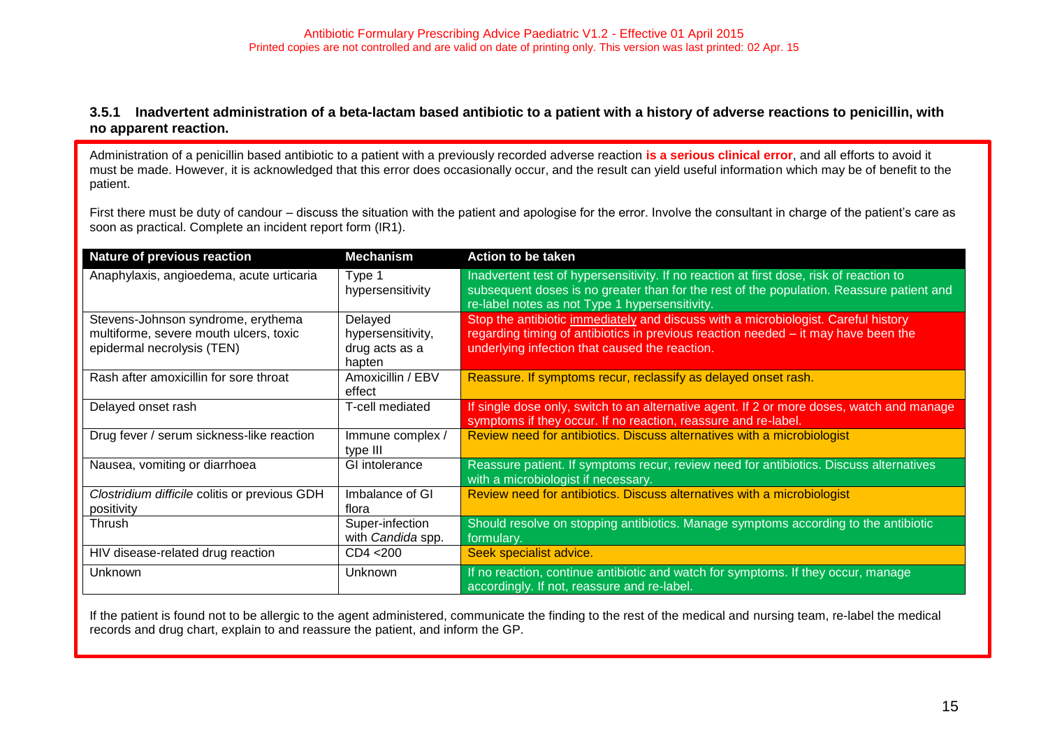### 3.5.1 Inadvertent administration of a beta-lactam based antibiotic to a patient with a history of adverse reactions to penicillin, with no apparent reaction.

Administration of a penicillin based antibiotic to a patient with a previously recorded adverse reaction **is a serious clinical error**, and all efforts to avoid it must be made. However, it is acknowledged that this error does occasionally occur, and the result can yield useful information which may be of benefit to the patient.

First there must be duty of candour – discuss the situation with the patient and apologise for the error. Involve the consultant in charge of the patient's care as soon as practical. Complete an incident report form (IR1).

| Nature of previous reaction | Mechanism | Action to be taken |
| --- | --- | --- |
| Anaphylaxis, angioedema, acute urticaria | Type 1 hypersensitivity | Inadvertent test of hypersensitivity. If no reaction at first dose, risk of reaction to subsequent doses is no greater than for the rest of the population. Reassure patient and re-label notes as not Type 1 hypersensitivity. |
| Stevens-Johnson syndrome, erythema multiforme, severe mouth ulcers, toxic epidermal necrolysis (TEN) | Delayed hypersensitivity, drug acts as a hapten | Stop the antibiotic immediately and discuss with a microbiologist. Careful history regarding timing of antibiotics in previous reaction needed – it may have been the underlying infection that caused the reaction. |
| Rash after amoxicillin for sore throat | Amoxicillin / EBV effect | Reassure. If symptoms recur, reclassify as delayed onset rash. |
| Delayed onset rash | T-cell mediated | If single dose only, switch to an alternative agent. If 2 or more doses, watch and manage symptoms if they occur. If no reaction, reassure and re-label. |
| Drug fever / serum sickness-like reaction | Immune complex / type III | Review need for antibiotics. Discuss alternatives with a microbiologist |
| Nausea, vomiting or diarrhoea | GI intolerance | Reassure patient. If symptoms recur, review need for antibiotics. Discuss alternatives with a microbiologist if necessary. |
| *Clostridium difficile* colitis or previous GDH positivity | Imbalance of GI flora | Review need for antibiotics. Discuss alternatives with a microbiologist |
| Thrush | Super-infection with *Candida* spp. | Should resolve on stopping antibiotics. Manage symptoms according to the antibiotic formulary. |
| HIV disease-related drug reaction | CD4 <200 | Seek specialist advice. |
| Unknown | Unknown | If no reaction, continue antibiotic and watch for symptoms. If they occur, manage accordingly. If not, reassure and re-label. |

If the patient is found not to be allergic to the agent administered, communicate the finding to the rest of the medical and nursing team, re-label the medical records and drug chart, explain to and reassure the patient, and inform the GP.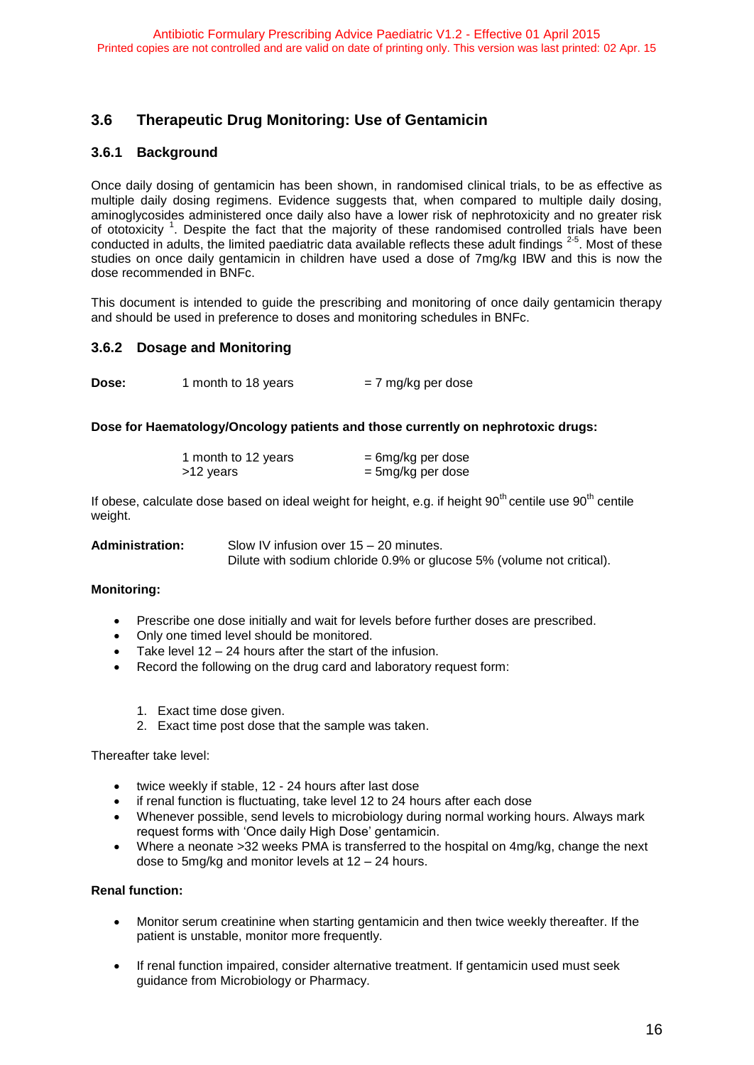## 3.6 Therapeutic Drug Monitoring: Use of Gentamicin

### 3.6.1 Background

Once daily dosing of gentamicin has been shown, in randomised clinical trials, to be as effective as multiple daily dosing regimens. Evidence suggests that, when compared to multiple daily dosing, aminoglycosides administered once daily also have a lower risk of nephrotoxicity and no greater risk of ototoxicity [1]. Despite the fact that the majority of these randomised controlled trials have been conducted in adults, the limited paediatric data available reflects these adult findings [2-5]. Most of these studies on once daily gentamicin in children have used a dose of 7mg/kg IBW and this is now the dose recommended in BNFc.

This document is intended to guide the prescribing and monitoring of once daily gentamicin therapy and should be used in preference to doses and monitoring schedules in BNFc.

### 3.6.2 Dosage and Monitoring

**Dose:** 1 month to 18 years = 7 mg/kg per dose

**Dose for Haematology/Oncology patients and those currently on nephrotoxic drugs:**

1 month to 12 years = 6mg/kg per dose
>12 years = 5mg/kg per dose

If obese, calculate dose based on ideal weight for height, e.g. if height 90[th] centile use 90[th] centile weight.

**Administration:** Slow IV infusion over 15 – 20 minutes.
Dilute with sodium chloride 0.9% or glucose 5% (volume not critical).

**Monitoring:**

- Prescribe one dose initially and wait for levels before further doses are prescribed.
- Only one timed level should be monitored.
- Take level 12 – 24 hours after the start of the infusion.
- Record the following on the drug card and laboratory request form:

1. Exact time dose given.
2. Exact time post dose that the sample was taken.

Thereafter take level:

- twice weekly if stable, 12 - 24 hours after last dose
- if renal function is fluctuating, take level 12 to 24 hours after each dose
- Whenever possible, send levels to microbiology during normal working hours. Always mark request forms with 'Once daily High Dose' gentamicin.
- Where a neonate >32 weeks PMA is transferred to the hospital on 4mg/kg, change the next dose to 5mg/kg and monitor levels at 12 – 24 hours.

**Renal function:**

- Monitor serum creatinine when starting gentamicin and then twice weekly thereafter. If the patient is unstable, monitor more frequently.
- If renal function impaired, consider alternative treatment. If gentamicin used must seek guidance from Microbiology or Pharmacy.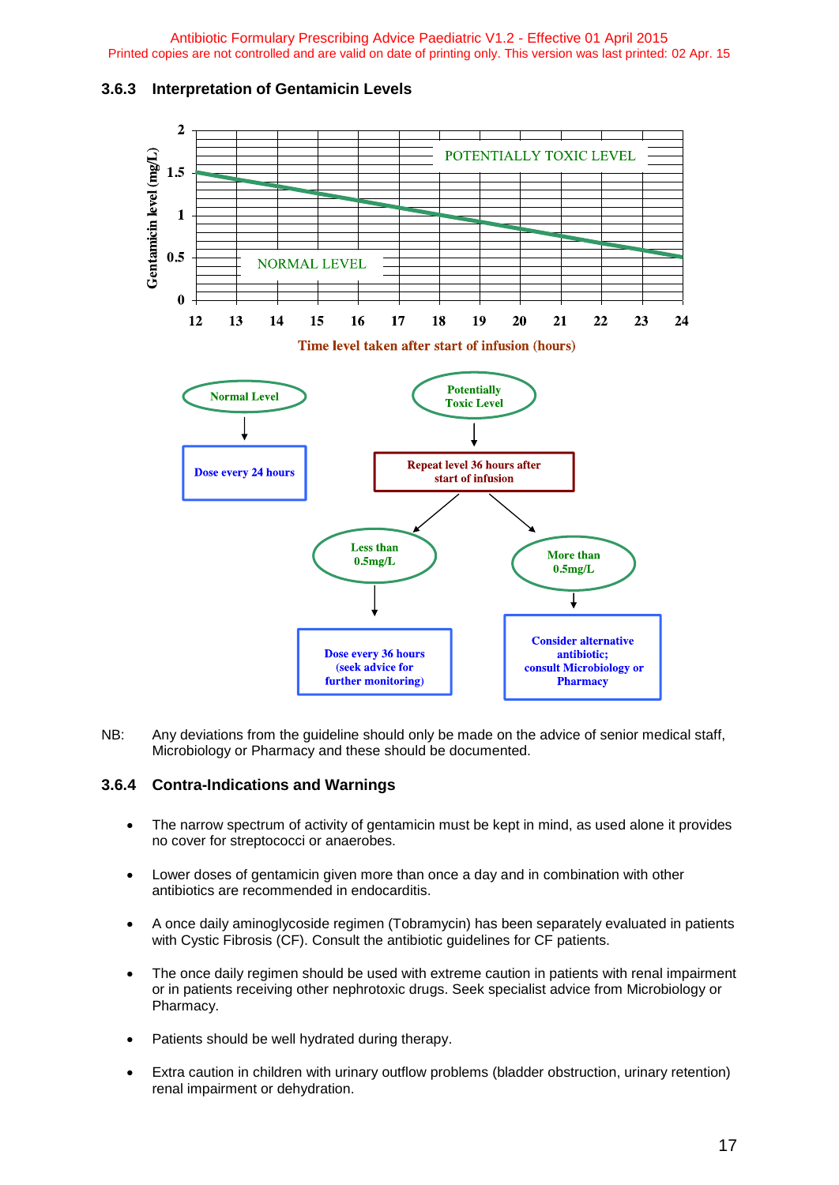### 3.6.3 Interpretation of Gentamicin Levels

Gentamicin level (mg/L)

2
1.5
1
0.5
0

POTENTIALLY TOXIC LEVEL

NORMAL LEVEL

12 13 14 15 16 17 18 19 20 21 22 23 24

Time level taken after start of infusion (hours)

- **Normal Level** → **Dose every 24 hours**
- **Potentially Toxic Level** → **Repeat level 36 hours after start of infusion**
  - **Less than 0.5mg/L** → **Dose every 36 hours (seek advice for further monitoring)**
  - **More than 0.5mg/L** → **Consider alternative antibiotic; consult Microbiology or Pharmacy**

NB: Any deviations from the guideline should only be made on the advice of senior medical staff, Microbiology or Pharmacy and these should be documented.

### 3.6.4 Contra-Indications and Warnings

- The narrow spectrum of activity of gentamicin must be kept in mind, as used alone it provides no cover for streptococci or anaerobes.
- Lower doses of gentamicin given more than once a day and in combination with other antibiotics are recommended in endocarditis.
- A once daily aminoglycoside regimen (Tobramycin) has been separately evaluated in patients with Cystic Fibrosis (CF). Consult the antibiotic guidelines for CF patients.
- The once daily regimen should be used with extreme caution in patients with renal impairment or in patients receiving other nephrotoxic drugs. Seek specialist advice from Microbiology or Pharmacy.
- Patients should be well hydrated during therapy.
- Extra caution in children with urinary outflow problems (bladder obstruction, urinary retention) renal impairment or dehydration.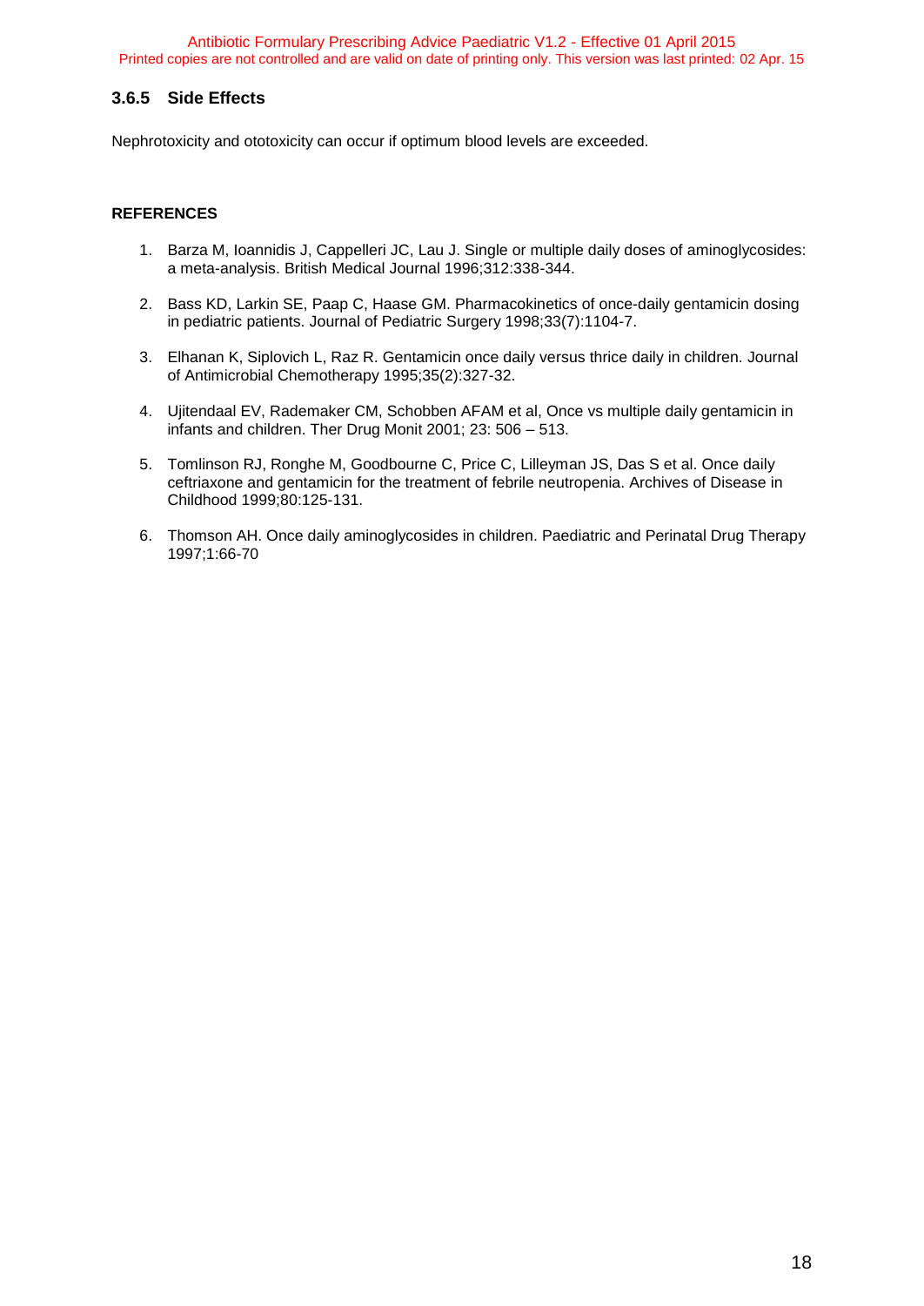### 3.6.5 Side Effects

Nephrotoxicity and ototoxicity can occur if optimum blood levels are exceeded.

**REFERENCES**

1. Barza M, Ioannidis J, Cappelleri JC, Lau J. Single or multiple daily doses of aminoglycosides: a meta-analysis. British Medical Journal 1996;312:338-344.

2. Bass KD, Larkin SE, Paap C, Haase GM. Pharmacokinetics of once-daily gentamicin dosing in pediatric patients. Journal of Pediatric Surgery 1998;33(7):1104-7.

3. Elhanan K, Siplovich L, Raz R. Gentamicin once daily versus thrice daily in children. Journal of Antimicrobial Chemotherapy 1995;35(2):327-32.

4. Ujitendaal EV, Rademaker CM, Schobben AFAM et al, Once vs multiple daily gentamicin in infants and children. Ther Drug Monit 2001; 23: 506 – 513.

5. Tomlinson RJ, Ronghe M, Goodbourne C, Price C, Lilleyman JS, Das S et al. Once daily ceftriaxone and gentamicin for the treatment of febrile neutropenia. Archives of Disease in Childhood 1999;80:125-131.

6. Thomson AH. Once daily aminoglycosides in children. Paediatric and Perinatal Drug Therapy 1997;1:66-70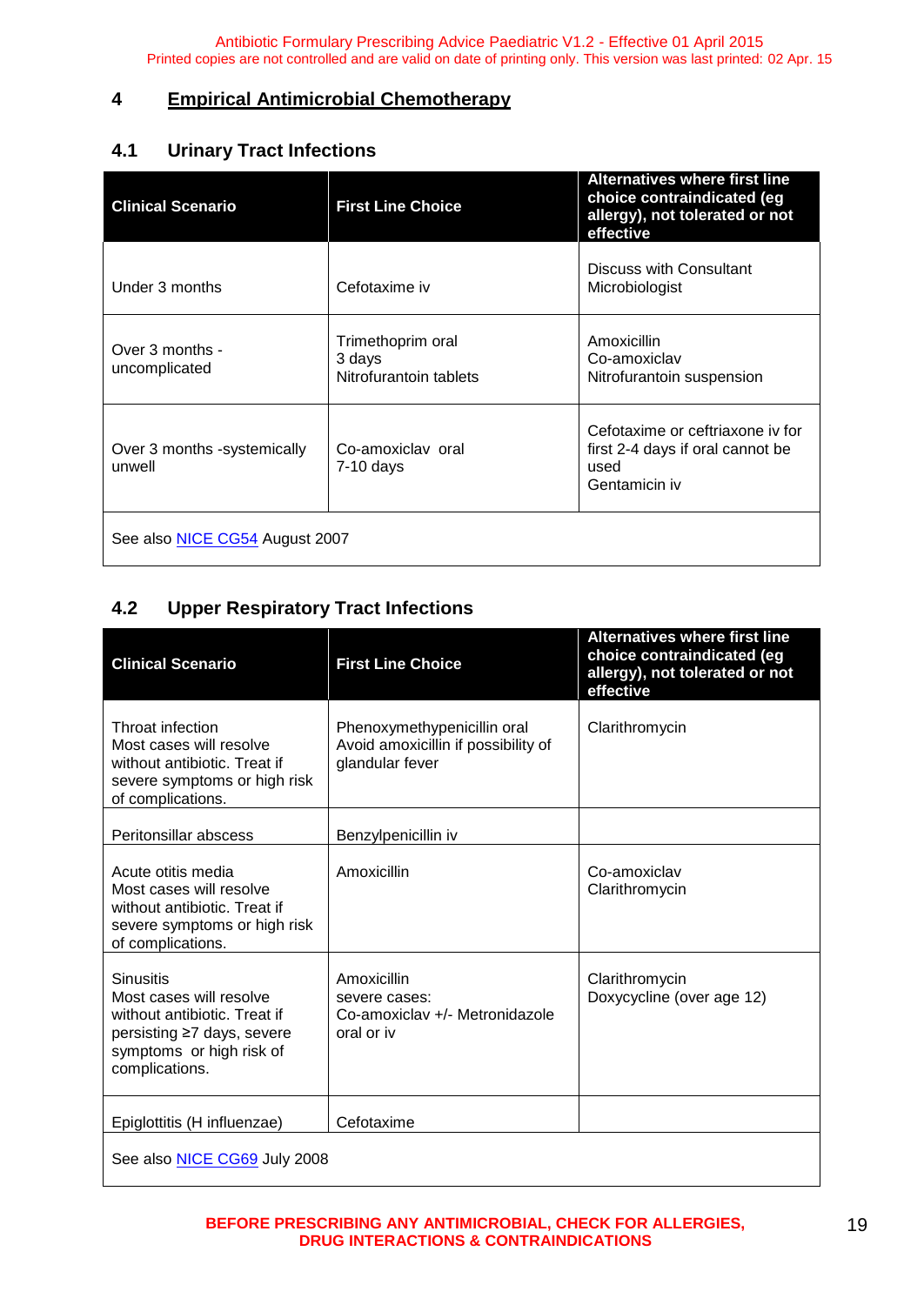## 4 Empirical Antimicrobial Chemotherapy

### 4.1 Urinary Tract Infections

| Clinical Scenario | First Line Choice | Alternatives where first line choice contraindicated (eg allergy), not tolerated or not effective |
|---|---|---|
| Under 3 months | Cefotaxime iv | Discuss with Consultant Microbiologist |
| Over 3 months - uncomplicated | Trimethoprim oral<br>3 days<br>Nitrofurantoin tablets | Amoxicillin<br>Co-amoxiclav<br>Nitrofurantoin suspension |
| Over 3 months -systemically unwell | Co-amoxiclav oral<br>7-10 days | Cefotaxime or ceftriaxone iv for first 2-4 days if oral cannot be used<br>Gentamicin iv |
| See also NICE CG54 August 2007 | | |

### 4.2 Upper Respiratory Tract Infections

| Clinical Scenario | First Line Choice | Alternatives where first line choice contraindicated (eg allergy), not tolerated or not effective |
|---|---|---|
| Throat infection<br>Most cases will resolve without antibiotic. Treat if severe symptoms or high risk of complications. | Phenoxymethypenicillin oral<br>Avoid amoxicillin if possibility of glandular fever | Clarithromycin |
| Peritonsillar abscess | Benzylpenicillin iv | |
| Acute otitis media<br>Most cases will resolve without antibiotic. Treat if severe symptoms or high risk of complications. | Amoxicillin | Co-amoxiclav<br>Clarithromycin |
| Sinusitis<br>Most cases will resolve without antibiotic. Treat if persisting ≥7 days, severe symptoms or high risk of complications. | Amoxicillin<br>severe cases:<br>Co-amoxiclav +/- Metronidazole oral or iv | Clarithromycin<br>Doxycycline (over age 12) |
| Epiglottitis (H influenzae) | Cefotaxime | |
| See also NICE CG69 July 2008 | | |

**BEFORE PRESCRIBING ANY ANTIMICROBIAL, CHECK FOR ALLERGIES, DRUG INTERACTIONS & CONTRAINDICATIONS**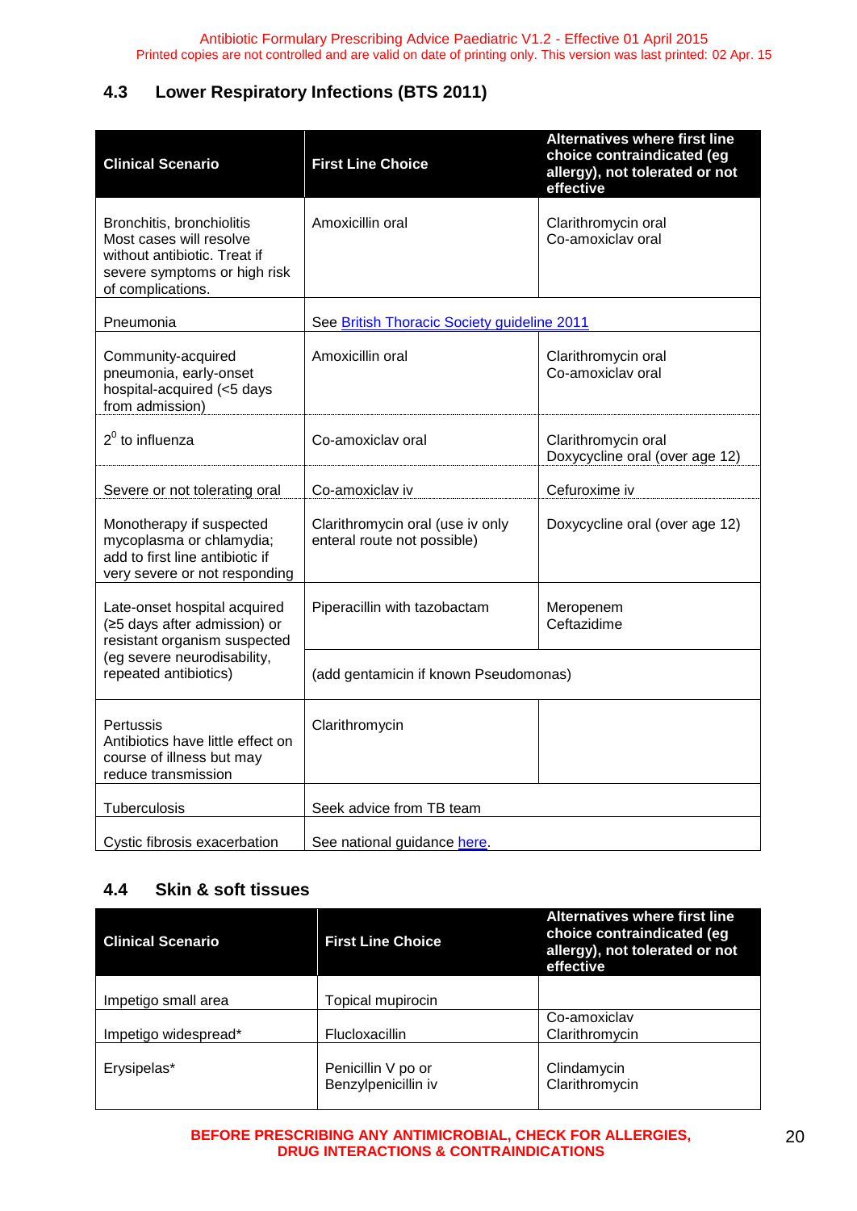## 4.3 Lower Respiratory Infections (BTS 2011)

| Clinical Scenario | First Line Choice | Alternatives where first line choice contraindicated (eg allergy), not tolerated or not effective |
|---|---|---|
| Bronchitis, bronchiolitis<br>Most cases will resolve without antibiotic. Treat if severe symptoms or high risk of complications. | Amoxicillin oral | Clarithromycin oral<br>Co-amoxiclav oral |
| Pneumonia | See [British Thoracic Society guideline 2011]() | |
| Community-acquired pneumonia, early-onset hospital-acquired (<5 days from admission) | Amoxicillin oral | Clarithromycin oral<br>Co-amoxiclav oral |
| $2^0$ to influenza | Co-amoxiclav oral | Clarithromycin oral<br>Doxycycline oral (over age 12) |
| Severe or not tolerating oral | Co-amoxiclav iv | Cefuroxime iv |
| Monotherapy if suspected mycoplasma or chlamydia; add to first line antibiotic if very severe or not responding | Clarithromycin oral (use iv only enteral route not possible) | Doxycycline oral (over age 12) |
| Late-onset hospital acquired (≥5 days after admission) or resistant organism suspected (eg severe neurodisability, repeated antibiotics) | Piperacillin with tazobactam | Meropenem<br>Ceftazidime |
| | (add gentamicin if known Pseudomonas) | |
| Pertussis<br>Antibiotics have little effect on course of illness but may reduce transmission | Clarithromycin | |
| Tuberculosis | Seek advice from TB team | |
| Cystic fibrosis exacerbation | See national guidance [here](). | |

## 4.4 Skin & soft tissues

| Clinical Scenario | First Line Choice | Alternatives where first line choice contraindicated (eg allergy), not tolerated or not effective |
|---|---|---|
| Impetigo small area | Topical mupirocin | |
| Impetigo widespread* | Flucloxacillin | Co-amoxiclav<br>Clarithromycin |
| Erysipelas* | Penicillin V po or<br>Benzylpenicillin iv | Clindamycin<br>Clarithromycin |

**BEFORE PRESCRIBING ANY ANTIMICROBIAL, CHECK FOR ALLERGIES, DRUG INTERACTIONS & CONTRAINDICATIONS**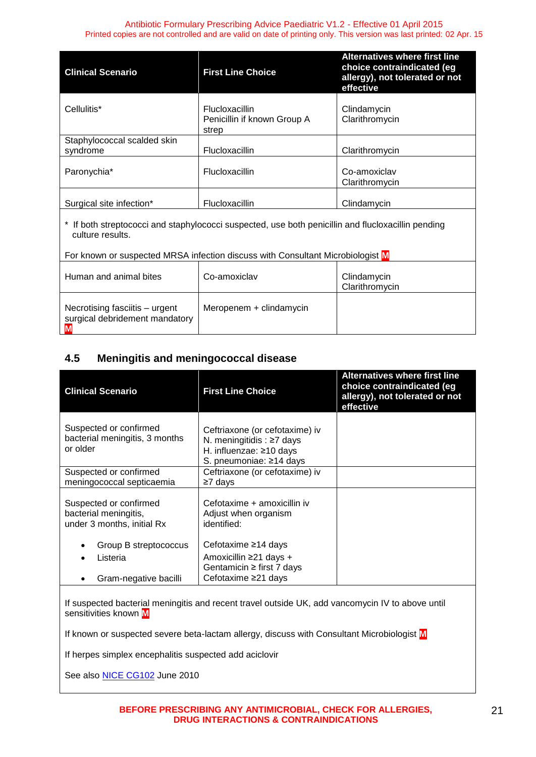| Clinical Scenario | First Line Choice | Alternatives where first line choice contraindicated (eg allergy), not tolerated or not effective |
|---|---|---|
| Cellulitis* | Flucloxacillin<br>Penicillin if known Group A strep | Clindamycin<br>Clarithromycin |
| Staphylococcal scalded skin syndrome | Flucloxacillin | Clarithromycin |
| Paronychia* | Flucloxacillin | Co-amoxiclav<br>Clarithromycin |
| Surgical site infection* | Flucloxacillin | Clindamycin |
| * If both streptococci and staphylococci suspected, use both penicillin and flucloxacillin pending culture results.<br><br>For known or suspected MRSA infection discuss with Consultant Microbiologist M | | |
| Human and animal bites | Co-amoxiclav | Clindamycin<br>Clarithromycin |
| Necrotising fasciitis – urgent surgical debridement mandatory M | Meropenem + clindamycin | |

## 4.5 Meningitis and meningococcal disease

| Clinical Scenario | First Line Choice | Alternatives where first line choice contraindicated (eg allergy), not tolerated or not effective |
|---|---|---|
| Suspected or confirmed bacterial meningitis, 3 months or older | Ceftriaxone (or cefotaxime) iv<br>N. meningitidis : ≥7 days<br>H. influenzae: ≥10 days<br>S. pneumoniae: ≥14 days | |
| Suspected or confirmed meningococcal septicaemia | Ceftriaxone (or cefotaxime) iv<br>≥7 days | |
| Suspected or confirmed bacterial meningitis, under 3 months, initial Rx<br><br>• Group B streptococcus<br>• Listeria<br><br>• Gram-negative bacilli | Cefotaxime + amoxicillin iv<br>Adjust when organism identified:<br><br>Cefotaxime ≥14 days<br>Amoxicillin ≥21 days +<br>Gentamicin ≥ first 7 days<br>Cefotaxime ≥21 days | |
| If suspected bacterial meningitis and recent travel outside UK, add vancomycin IV to above until sensitivities known M<br><br>If known or suspected severe beta-lactam allergy, discuss with Consultant Microbiologist M<br><br>If herpes simplex encephalitis suspected add aciclovir<br><br>See also NICE CG102 June 2010 | | |

**BEFORE PRESCRIBING ANY ANTIMICROBIAL, CHECK FOR ALLERGIES, DRUG INTERACTIONS & CONTRAINDICATIONS**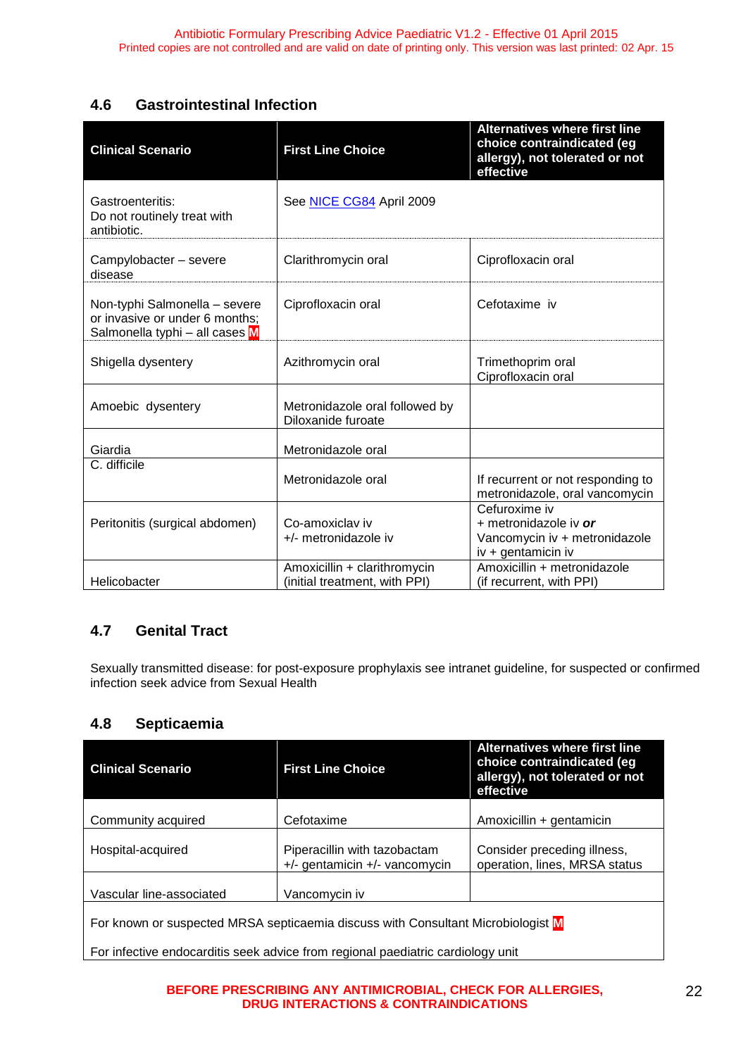## 4.6 Gastrointestinal Infection

| Clinical Scenario | First Line Choice | Alternatives where first line choice contraindicated (eg allergy), not tolerated or not effective |
|---|---|---|
| Gastroenteritis: Do not routinely treat with antibiotic. | See NICE CG84 April 2009 | |
| Campylobacter – severe disease | Clarithromycin oral | Ciprofloxacin oral |
| Non-typhi Salmonella – severe or invasive or under 6 months; Salmonella typhi – all cases M | Ciprofloxacin oral | Cefotaxime iv |
| Shigella dysentery | Azithromycin oral | Trimethoprim oral<br>Ciprofloxacin oral |
| Amoebic dysentery | Metronidazole oral followed by Diloxanide furoate | |
| Giardia | Metronidazole oral | |
| C. difficile | Metronidazole oral | If recurrent or not responding to metronidazole, oral vancomycin |
| Peritonitis (surgical abdomen) | Co-amoxiclav iv<br>+/- metronidazole iv | Cefuroxime iv<br>+ metronidazole iv ***or***<br>Vancomycin iv + metronidazole iv + gentamicin iv |
| Helicobacter | Amoxicillin + clarithromycin (initial treatment, with PPI) | Amoxicillin + metronidazole (if recurrent, with PPI) |

## 4.7 Genital Tract

Sexually transmitted disease: for post-exposure prophylaxis see intranet guideline, for suspected or confirmed infection seek advice from Sexual Health

## 4.8 Septicaemia

| Clinical Scenario | First Line Choice | Alternatives where first line choice contraindicated (eg allergy), not tolerated or not effective |
|---|---|---|
| Community acquired | Cefotaxime | Amoxicillin + gentamicin |
| Hospital-acquired | Piperacillin with tazobactam<br>+/- gentamicin +/- vancomycin | Consider preceding illness, operation, lines, MRSA status |
| Vascular line-associated | Vancomycin iv | |
| For known or suspected MRSA septicaemia discuss with Consultant Microbiologist M | | |
| For infective endocarditis seek advice from regional paediatric cardiology unit | | |

**BEFORE PRESCRIBING ANY ANTIMICROBIAL, CHECK FOR ALLERGIES, DRUG INTERACTIONS & CONTRAINDICATIONS**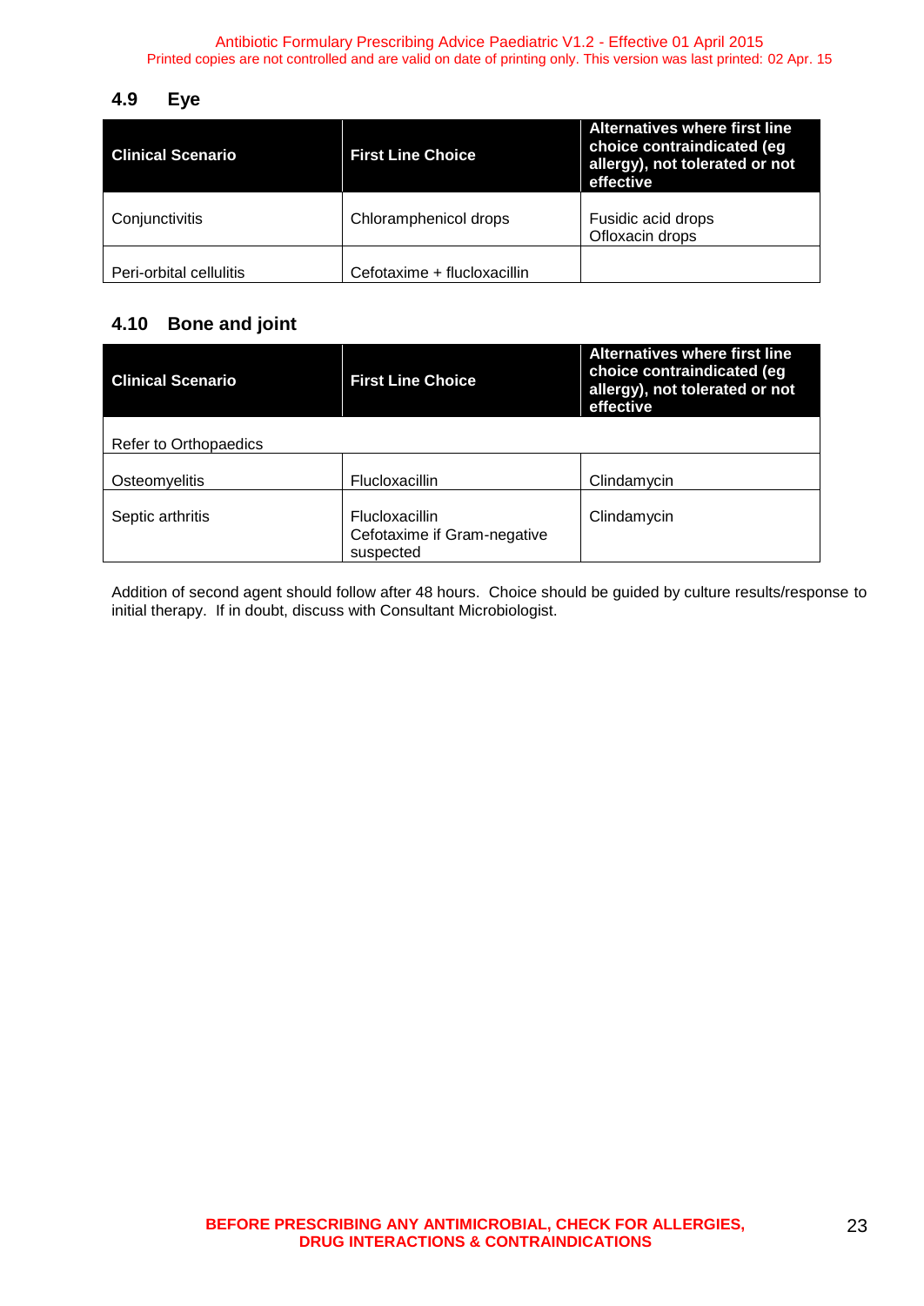## 4.9 Eye

| Clinical Scenario | First Line Choice | Alternatives where first line choice contraindicated (eg allergy), not tolerated or not effective |
|---|---|---|
| Conjunctivitis | Chloramphenicol drops | Fusidic acid drops<br>Ofloxacin drops |
| Peri-orbital cellulitis | Cefotaxime + flucloxacillin | |

## 4.10 Bone and joint

| Clinical Scenario | First Line Choice | Alternatives where first line choice contraindicated (eg allergy), not tolerated or not effective |
|---|---|---|
| Refer to Orthopaedics | | |
| Osteomyelitis | Flucloxacillin | Clindamycin |
| Septic arthritis | Flucloxacillin<br>Cefotaxime if Gram-negative suspected | Clindamycin |

Addition of second agent should follow after 48 hours. Choice should be guided by culture results/response to initial therapy. If in doubt, discuss with Consultant Microbiologist.

**BEFORE PRESCRIBING ANY ANTIMICROBIAL, CHECK FOR ALLERGIES, DRUG INTERACTIONS & CONTRAINDICATIONS**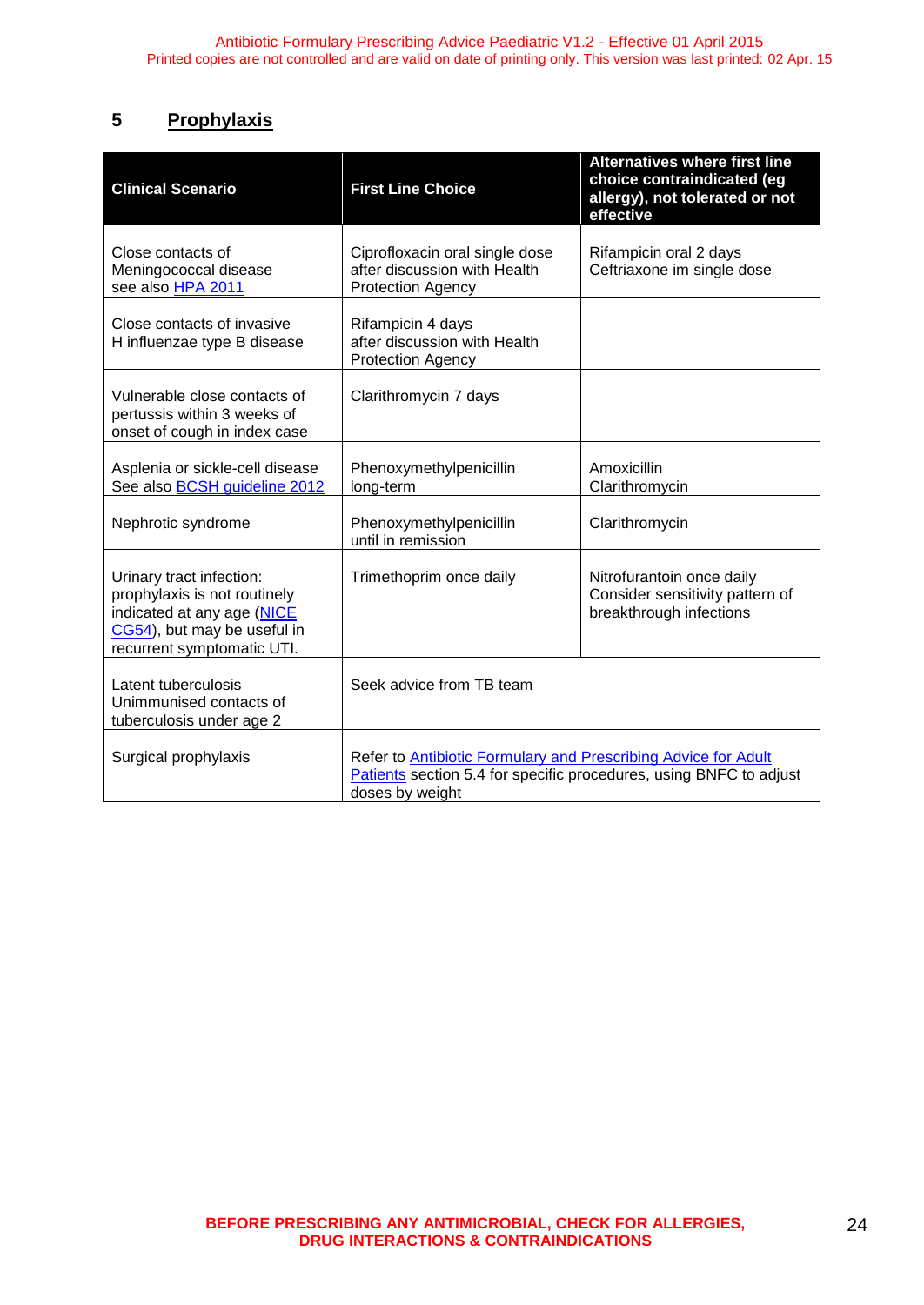## 5 Prophylaxis

| Clinical Scenario | First Line Choice | Alternatives where first line choice contraindicated (eg allergy), not tolerated or not effective |
|---|---|---|
| Close contacts of Meningococcal disease see also HPA 2011 | Ciprofloxacin oral single dose after discussion with Health Protection Agency | Rifampicin oral 2 days<br>Ceftriaxone im single dose |
| Close contacts of invasive H influenzae type B disease | Rifampicin 4 days after discussion with Health Protection Agency | |
| Vulnerable close contacts of pertussis within 3 weeks of onset of cough in index case | Clarithromycin 7 days | |
| Asplenia or sickle-cell disease See also BCSH guideline 2012 | Phenoxymethylpenicillin long-term | Amoxicillin<br>Clarithromycin |
| Nephrotic syndrome | Phenoxymethylpenicillin until in remission | Clarithromycin |
| Urinary tract infection: prophylaxis is not routinely indicated at any age (NICE CG54), but may be useful in recurrent symptomatic UTI. | Trimethoprim once daily | Nitrofurantoin once daily<br>Consider sensitivity pattern of breakthrough infections |
| Latent tuberculosis<br>Unimmunised contacts of tuberculosis under age 2 | Seek advice from TB team | |
| Surgical prophylaxis | Refer to Antibiotic Formulary and Prescribing Advice for Adult Patients section 5.4 for specific procedures, using BNFC to adjust doses by weight | |

**BEFORE PRESCRIBING ANY ANTIMICROBIAL, CHECK FOR ALLERGIES, DRUG INTERACTIONS & CONTRAINDICATIONS**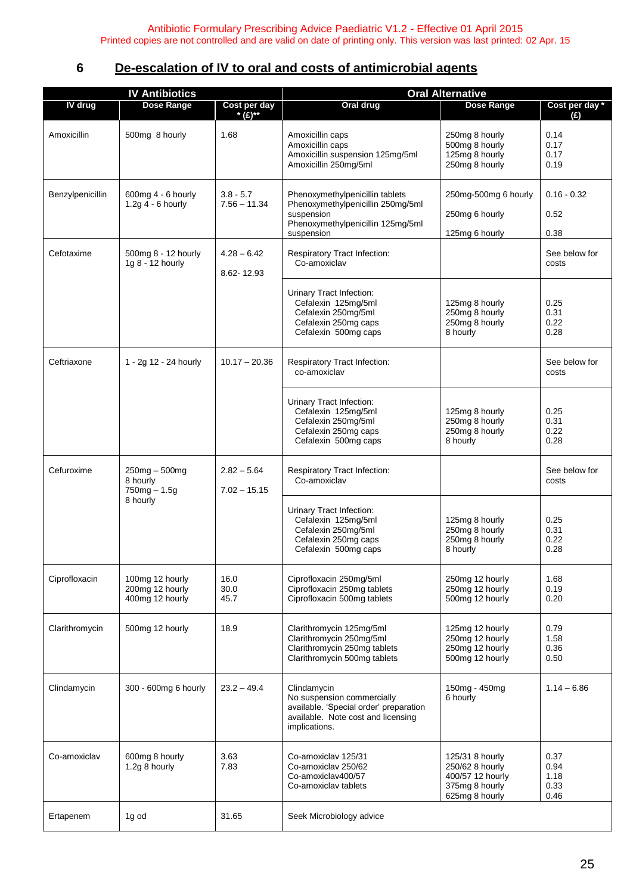## 6 De-escalation of IV to oral and costs of antimicrobial agents

| IV Antibiotics | | | Oral Alternative | | |
|---|---|---|---|---|---|
| IV drug | Dose Range | Cost per day * (£)** | Oral drug | Dose Range | Cost per day * (£) |
| Amoxicillin | 500mg 8 hourly | 1.68 | Amoxicillin caps<br>Amoxicillin caps<br>Amoxicillin suspension 125mg/5ml<br>Amoxicillin 250mg/5ml | 250mg 8 hourly<br>500mg 8 hourly<br>125mg 8 hourly<br>250mg 8 hourly | 0.14<br>0.17<br>0.17<br>0.19 |
| Benzylpenicillin | 600mg 4 - 6 hourly<br>1.2g 4 - 6 hourly | 3.8 - 5.7<br>7.56 – 11.34 | Phenoxymethylpenicillin tablets<br>Phenoxymethylpenicillin 250mg/5ml suspension<br>Phenoxymethylpenicillin 125mg/5ml suspension | 250mg-500mg 6 hourly<br>250mg 6 hourly<br>125mg 6 hourly | 0.16 - 0.32<br>0.52<br>0.38 |
| Cefotaxime | 500mg 8 - 12 hourly<br>1g 8 - 12 hourly | 4.28 – 6.42<br>8.62- 12.93 | Respiratory Tract Infection:<br>Co-amoxiclav | | See below for costs |
| | | | Urinary Tract Infection:<br>Cefalexin 125mg/5ml<br>Cefalexin 250mg/5ml<br>Cefalexin 250mg caps<br>Cefalexin 500mg caps | 125mg 8 hourly<br>250mg 8 hourly<br>250mg 8 hourly<br>8 hourly | 0.25<br>0.31<br>0.22<br>0.28 |
| Ceftriaxone | 1 - 2g 12 - 24 hourly | 10.17 – 20.36 | Respiratory Tract Infection:<br>co-amoxiclav | | See below for costs |
| | | | Urinary Tract Infection:<br>Cefalexin 125mg/5ml<br>Cefalexin 250mg/5ml<br>Cefalexin 250mg caps<br>Cefalexin 500mg caps | 125mg 8 hourly<br>250mg 8 hourly<br>250mg 8 hourly<br>8 hourly | 0.25<br>0.31<br>0.22<br>0.28 |
| Cefuroxime | 250mg – 500mg 8 hourly<br>750mg – 1.5g 8 hourly | 2.82 – 5.64<br>7.02 – 15.15 | Respiratory Tract Infection:<br>Co-amoxiclav | | See below for costs |
| | | | Urinary Tract Infection:<br>Cefalexin 125mg/5ml<br>Cefalexin 250mg/5ml<br>Cefalexin 250mg caps<br>Cefalexin 500mg caps | 125mg 8 hourly<br>250mg 8 hourly<br>250mg 8 hourly<br>8 hourly | 0.25<br>0.31<br>0.22<br>0.28 |
| Ciprofloxacin | 100mg 12 hourly<br>200mg 12 hourly<br>400mg 12 hourly | 16.0<br>30.0<br>45.7 | Ciprofloxacin 250mg/5ml<br>Ciprofloxacin 250mg tablets<br>Ciprofloxacin 500mg tablets | 250mg 12 hourly<br>250mg 12 hourly<br>500mg 12 hourly | 1.68<br>0.19<br>0.20 |
| Clarithromycin | 500mg 12 hourly | 18.9 | Clarithromycin 125mg/5ml<br>Clarithromycin 250mg/5ml<br>Clarithromycin 250mg tablets<br>Clarithromycin 500mg tablets | 125mg 12 hourly<br>250mg 12 hourly<br>250mg 12 hourly<br>500mg 12 hourly | 0.79<br>1.58<br>0.36<br>0.50 |
| Clindamycin | 300 - 600mg 6 hourly | 23.2 – 49.4 | Clindamycin<br>No suspension commercially available. 'Special order' preparation available. Note cost and licensing implications. | 150mg - 450mg 6 hourly | 1.14 – 6.86 |
| Co-amoxiclav | 600mg 8 hourly<br>1.2g 8 hourly | 3.63<br>7.83 | Co-amoxiclav 125/31<br>Co-amoxiclav 250/62<br>Co-amoxiclav400/57<br>Co-amoxiclav tablets | 125/31 8 hourly<br>250/62 8 hourly<br>400/57 12 hourly<br>375mg 8 hourly<br>625mg 8 hourly | 0.37<br>0.94<br>1.18<br>0.33<br>0.46 |
| Ertapenem | 1g od | 31.65 | Seek Microbiology advice | | |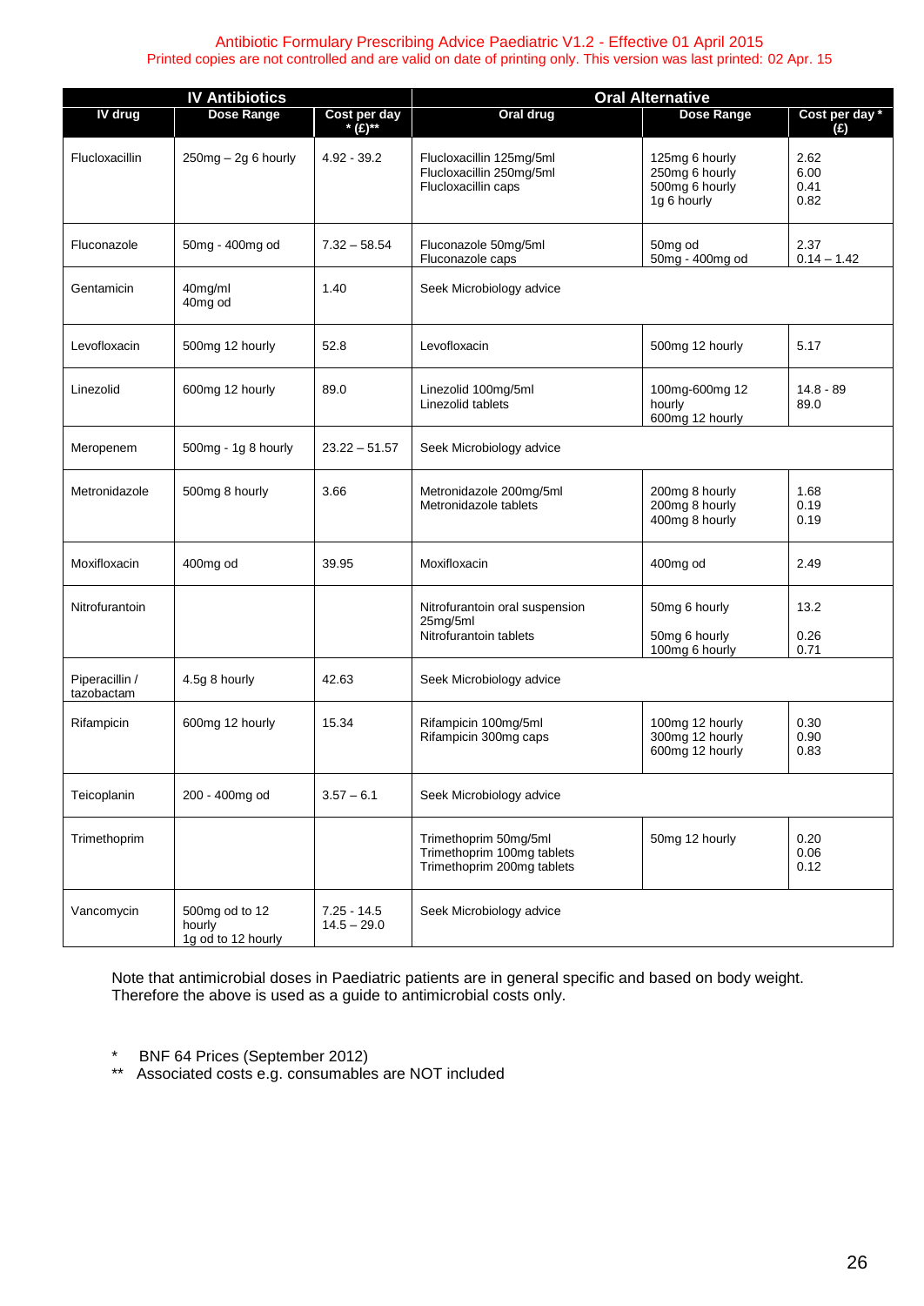Antibiotic Formulary Prescribing Advice Paediatric V1.2 - Effective 01 April 2015
Printed copies are not controlled and are valid on date of printing only. This version was last printed: 02 Apr. 15

| IV Antibiotics | | | Oral Alternative | | |
|---|---|---|---|---|---|
| IV drug | Dose Range | Cost per day * (£)** | Oral drug | Dose Range | Cost per day * (£) |
| Flucloxacillin | 250mg – 2g 6 hourly | 4.92 - 39.2 | Flucloxacillin 125mg/5ml<br>Flucloxacillin 250mg/5ml<br>Flucloxacillin caps | 125mg 6 hourly<br>250mg 6 hourly<br>500mg 6 hourly<br>1g 6 hourly | 2.62<br>6.00<br>0.41<br>0.82 |
| Fluconazole | 50mg - 400mg od | 7.32 – 58.54 | Fluconazole 50mg/5ml<br>Fluconazole caps | 50mg od<br>50mg - 400mg od | 2.37<br>0.14 – 1.42 |
| Gentamicin | 40mg/ml<br>40mg od | 1.40 | Seek Microbiology advice | | |
| Levofloxacin | 500mg 12 hourly | 52.8 | Levofloxacin | 500mg 12 hourly | 5.17 |
| Linezolid | 600mg 12 hourly | 89.0 | Linezolid 100mg/5ml<br>Linezolid tablets | 100mg-600mg 12 hourly<br>600mg 12 hourly | 14.8 - 89<br>89.0 |
| Meropenem | 500mg - 1g 8 hourly | 23.22 – 51.57 | Seek Microbiology advice | | |
| Metronidazole | 500mg 8 hourly | 3.66 | Metronidazole 200mg/5ml<br>Metronidazole tablets | 200mg 8 hourly<br>200mg 8 hourly<br>400mg 8 hourly | 1.68<br>0.19<br>0.19 |
| Moxifloxacin | 400mg od | 39.95 | Moxifloxacin | 400mg od | 2.49 |
| Nitrofurantoin | | | Nitrofurantoin oral suspension 25mg/5ml<br>Nitrofurantoin tablets | 50mg 6 hourly<br>50mg 6 hourly<br>100mg 6 hourly | 13.2<br>0.26<br>0.71 |
| Piperacillin / tazobactam | 4.5g 8 hourly | 42.63 | Seek Microbiology advice | | |
| Rifampicin | 600mg 12 hourly | 15.34 | Rifampicin 100mg/5ml<br>Rifampicin 300mg caps | 100mg 12 hourly<br>300mg 12 hourly<br>600mg 12 hourly | 0.30<br>0.90<br>0.83 |
| Teicoplanin | 200 - 400mg od | 3.57 – 6.1 | Seek Microbiology advice | | |
| Trimethoprim | | | Trimethoprim 50mg/5ml<br>Trimethoprim 100mg tablets<br>Trimethoprim 200mg tablets | 50mg 12 hourly | 0.20<br>0.06<br>0.12 |
| Vancomycin | 500mg od to 12 hourly<br>1g od to 12 hourly | 7.25 - 14.5<br>14.5 – 29.0 | Seek Microbiology advice | | |

Note that antimicrobial doses in Paediatric patients are in general specific and based on body weight. Therefore the above is used as a guide to antimicrobial costs only.

\* BNF 64 Prices (September 2012)

\*\* Associated costs e.g. consumables are NOT included